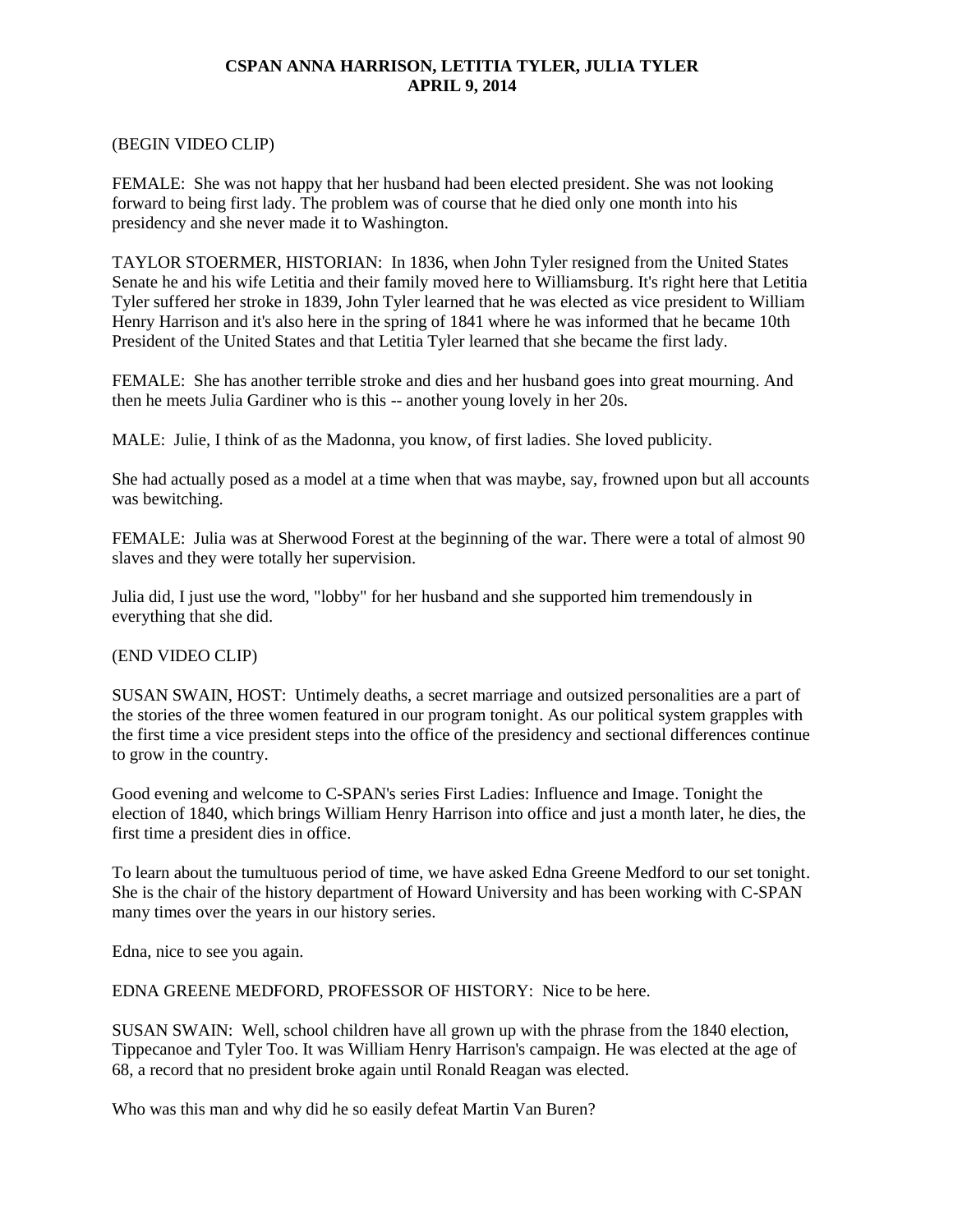**CSPAN ANNA HARRISON, LETITIA TYLER, JULIA TYLER**
**APRIL 9, 2014**

(BEGIN VIDEO CLIP)

FEMALE: She was not happy that her husband had been elected president. She was not looking forward to being first lady. The problem was of course that he died only one month into his presidency and she never made it to Washington.

TAYLOR STOERMER, HISTORIAN: In 1836, when John Tyler resigned from the United States Senate he and his wife Letitia and their family moved here to Williamsburg. It's right here that Letitia Tyler suffered her stroke in 1839, John Tyler learned that he was elected as vice president to William Henry Harrison and it's also here in the spring of 1841 where he was informed that he became 10th President of the United States and that Letitia Tyler learned that she became the first lady.

FEMALE: She has another terrible stroke and dies and her husband goes into great mourning. And then he meets Julia Gardiner who is this -- another young lovely in her 20s.

MALE: Julie, I think of as the Madonna, you know, of first ladies. She loved publicity.

She had actually posed as a model at a time when that was maybe, say, frowned upon but all accounts was bewitching.

FEMALE: Julia was at Sherwood Forest at the beginning of the war. There were a total of almost 90 slaves and they were totally her supervision.

Julia did, I just use the word, "lobby" for her husband and she supported him tremendously in everything that she did.

(END VIDEO CLIP)

SUSAN SWAIN, HOST: Untimely deaths, a secret marriage and outsized personalities are a part of the stories of the three women featured in our program tonight. As our political system grapples with the first time a vice president steps into the office of the presidency and sectional differences continue to grow in the country.

Good evening and welcome to C-SPAN's series First Ladies: Influence and Image. Tonight the election of 1840, which brings William Henry Harrison into office and just a month later, he dies, the first time a president dies in office.

To learn about the tumultuous period of time, we have asked Edna Greene Medford to our set tonight. She is the chair of the history department of Howard University and has been working with C-SPAN many times over the years in our history series.

Edna, nice to see you again.

EDNA GREENE MEDFORD, PROFESSOR OF HISTORY: Nice to be here.

SUSAN SWAIN: Well, school children have all grown up with the phrase from the 1840 election, Tippecanoe and Tyler Too. It was William Henry Harrison's campaign. He was elected at the age of 68, a record that no president broke again until Ronald Reagan was elected.

Who was this man and why did he so easily defeat Martin Van Buren?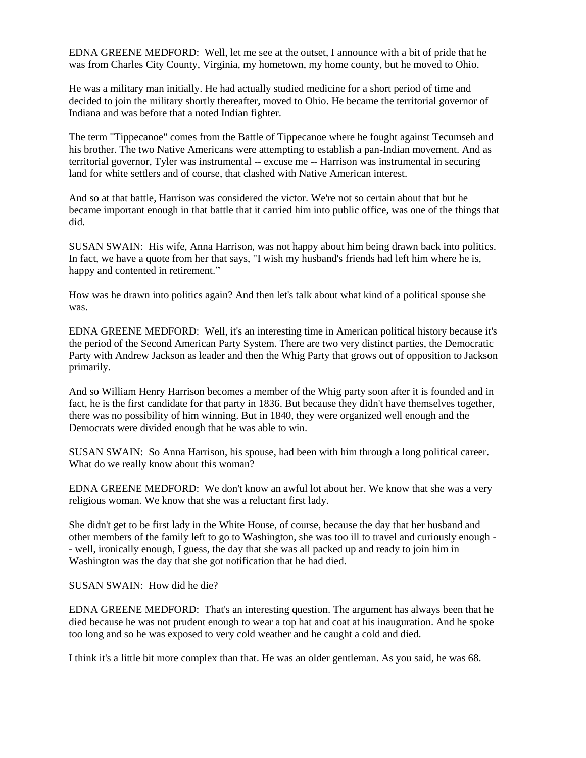EDNA GREENE MEDFORD: Well, let me see at the outset, I announce with a bit of pride that he was from Charles City County, Virginia, my hometown, my home county, but he moved to Ohio.

He was a military man initially. He had actually studied medicine for a short period of time and decided to join the military shortly thereafter, moved to Ohio. He became the territorial governor of Indiana and was before that a noted Indian fighter.

The term "Tippecanoe" comes from the Battle of Tippecanoe where he fought against Tecumseh and his brother. The two Native Americans were attempting to establish a pan-Indian movement. And as territorial governor, Tyler was instrumental -- excuse me -- Harrison was instrumental in securing land for white settlers and of course, that clashed with Native American interest.

And so at that battle, Harrison was considered the victor. We're not so certain about that but he became important enough in that battle that it carried him into public office, was one of the things that did.

SUSAN SWAIN: His wife, Anna Harrison, was not happy about him being drawn back into politics. In fact, we have a quote from her that says, "I wish my husband's friends had left him where he is, happy and contented in retirement."

How was he drawn into politics again? And then let's talk about what kind of a political spouse she was.

EDNA GREENE MEDFORD: Well, it's an interesting time in American political history because it's the period of the Second American Party System. There are two very distinct parties, the Democratic Party with Andrew Jackson as leader and then the Whig Party that grows out of opposition to Jackson primarily.

And so William Henry Harrison becomes a member of the Whig party soon after it is founded and in fact, he is the first candidate for that party in 1836. But because they didn't have themselves together, there was no possibility of him winning. But in 1840, they were organized well enough and the Democrats were divided enough that he was able to win.

SUSAN SWAIN: So Anna Harrison, his spouse, had been with him through a long political career. What do we really know about this woman?

EDNA GREENE MEDFORD: We don't know an awful lot about her. We know that she was a very religious woman. We know that she was a reluctant first lady.

She didn't get to be first lady in the White House, of course, because the day that her husband and other members of the family left to go to Washington, she was too ill to travel and curiously enough -- well, ironically enough, I guess, the day that she was all packed up and ready to join him in Washington was the day that she got notification that he had died.

SUSAN SWAIN: How did he die?

EDNA GREENE MEDFORD: That's an interesting question. The argument has always been that he died because he was not prudent enough to wear a top hat and coat at his inauguration. And he spoke too long and so he was exposed to very cold weather and he caught a cold and died.

I think it's a little bit more complex than that. He was an older gentleman. As you said, he was 68.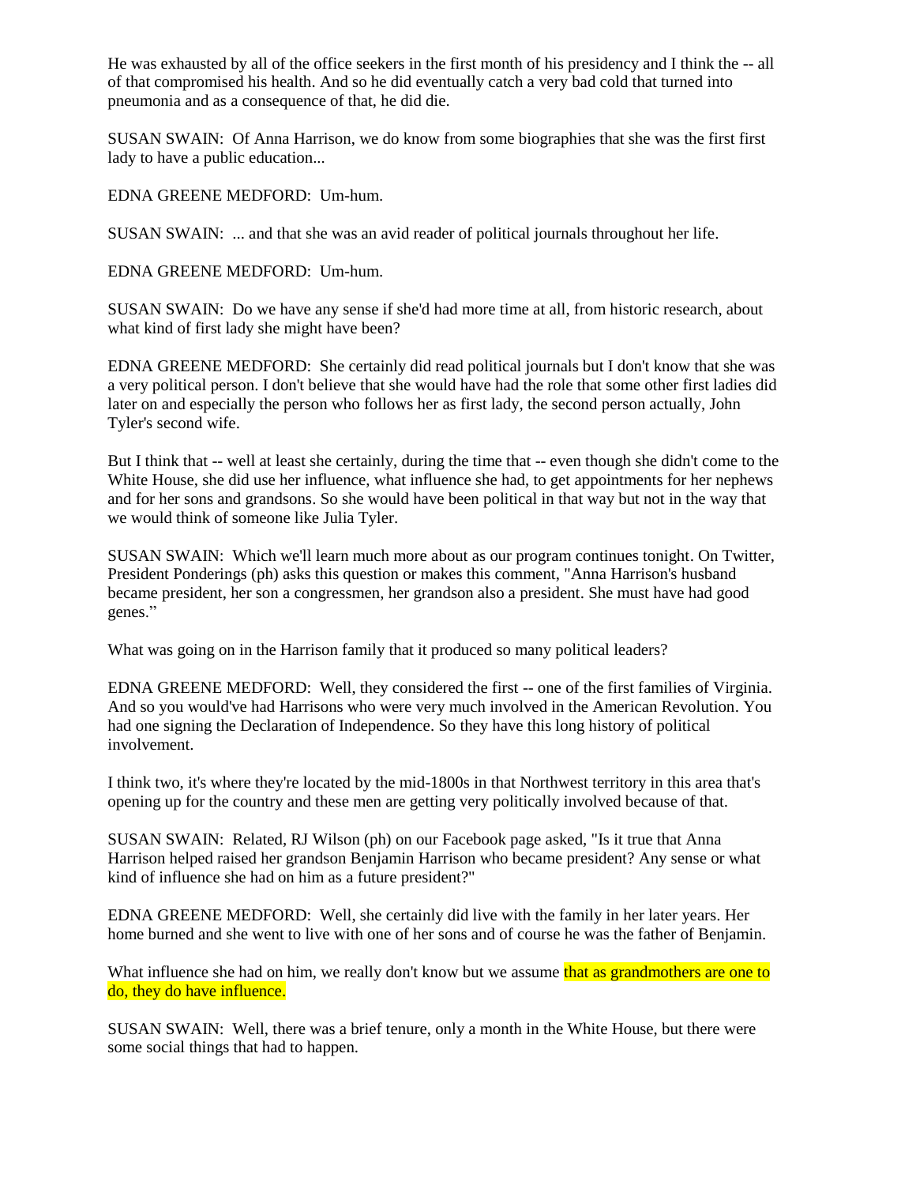He was exhausted by all of the office seekers in the first month of his presidency and I think the -- all of that compromised his health. And so he did eventually catch a very bad cold that turned into pneumonia and as a consequence of that, he did die.

SUSAN SWAIN: Of Anna Harrison, we do know from some biographies that she was the first first lady to have a public education...

EDNA GREENE MEDFORD: Um-hum.

SUSAN SWAIN: ... and that she was an avid reader of political journals throughout her life.

EDNA GREENE MEDFORD: Um-hum.

SUSAN SWAIN: Do we have any sense if she'd had more time at all, from historic research, about what kind of first lady she might have been?

EDNA GREENE MEDFORD: She certainly did read political journals but I don't know that she was a very political person. I don't believe that she would have had the role that some other first ladies did later on and especially the person who follows her as first lady, the second person actually, John Tyler's second wife.

But I think that -- well at least she certainly, during the time that -- even though she didn't come to the White House, she did use her influence, what influence she had, to get appointments for her nephews and for her sons and grandsons. So she would have been political in that way but not in the way that we would think of someone like Julia Tyler.

SUSAN SWAIN: Which we'll learn much more about as our program continues tonight. On Twitter, President Ponderings (ph) asks this question or makes this comment, "Anna Harrison's husband became president, her son a congressmen, her grandson also a president. She must have had good genes."

What was going on in the Harrison family that it produced so many political leaders?

EDNA GREENE MEDFORD: Well, they considered the first -- one of the first families of Virginia. And so you would've had Harrisons who were very much involved in the American Revolution. You had one signing the Declaration of Independence. So they have this long history of political involvement.

I think two, it's where they're located by the mid-1800s in that Northwest territory in this area that's opening up for the country and these men are getting very politically involved because of that.

SUSAN SWAIN: Related, RJ Wilson (ph) on our Facebook page asked, "Is it true that Anna Harrison helped raised her grandson Benjamin Harrison who became president? Any sense or what kind of influence she had on him as a future president?"

EDNA GREENE MEDFORD: Well, she certainly did live with the family in her later years. Her home burned and she went to live with one of her sons and of course he was the father of Benjamin.

What influence she had on him, we really don't know but we assume that as grandmothers are one to do, they do have influence.

SUSAN SWAIN: Well, there was a brief tenure, only a month in the White House, but there were some social things that had to happen.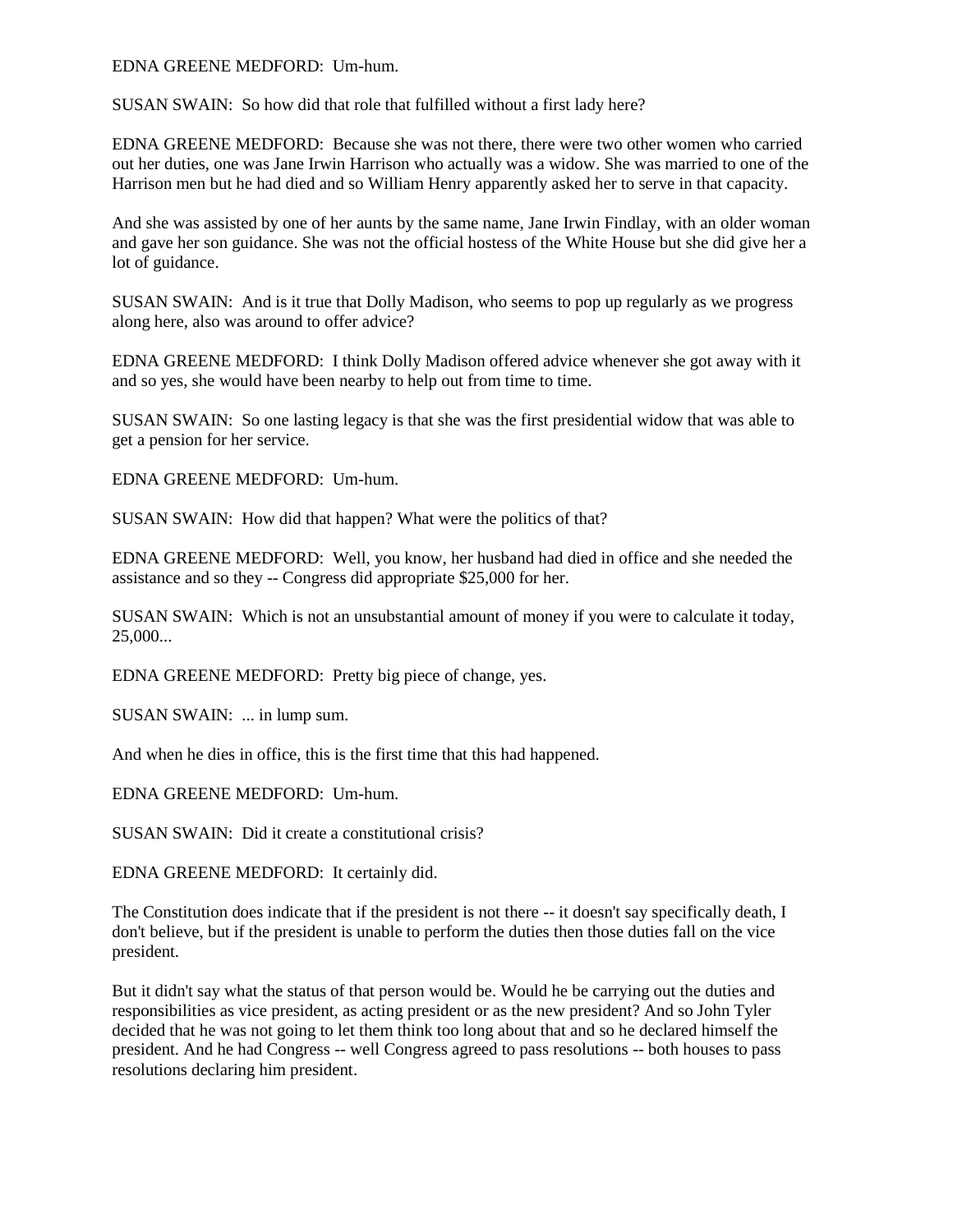EDNA GREENE MEDFORD: Um-hum.

SUSAN SWAIN: So how did that role that fulfilled without a first lady here?

EDNA GREENE MEDFORD: Because she was not there, there were two other women who carried out her duties, one was Jane Irwin Harrison who actually was a widow. She was married to one of the Harrison men but he had died and so William Henry apparently asked her to serve in that capacity.

And she was assisted by one of her aunts by the same name, Jane Irwin Findlay, with an older woman and gave her son guidance. She was not the official hostess of the White House but she did give her a lot of guidance.

SUSAN SWAIN: And is it true that Dolly Madison, who seems to pop up regularly as we progress along here, also was around to offer advice?

EDNA GREENE MEDFORD: I think Dolly Madison offered advice whenever she got away with it and so yes, she would have been nearby to help out from time to time.

SUSAN SWAIN: So one lasting legacy is that she was the first presidential widow that was able to get a pension for her service.

EDNA GREENE MEDFORD: Um-hum.

SUSAN SWAIN: How did that happen? What were the politics of that?

EDNA GREENE MEDFORD: Well, you know, her husband had died in office and she needed the assistance and so they -- Congress did appropriate $25,000 for her.

SUSAN SWAIN: Which is not an unsubstantial amount of money if you were to calculate it today, 25,000...

EDNA GREENE MEDFORD: Pretty big piece of change, yes.

SUSAN SWAIN: ... in lump sum.

And when he dies in office, this is the first time that this had happened.

EDNA GREENE MEDFORD: Um-hum.

SUSAN SWAIN: Did it create a constitutional crisis?

EDNA GREENE MEDFORD: It certainly did.

The Constitution does indicate that if the president is not there -- it doesn't say specifically death, I don't believe, but if the president is unable to perform the duties then those duties fall on the vice president.

But it didn't say what the status of that person would be. Would he be carrying out the duties and responsibilities as vice president, as acting president or as the new president? And so John Tyler decided that he was not going to let them think too long about that and so he declared himself the president. And he had Congress -- well Congress agreed to pass resolutions -- both houses to pass resolutions declaring him president.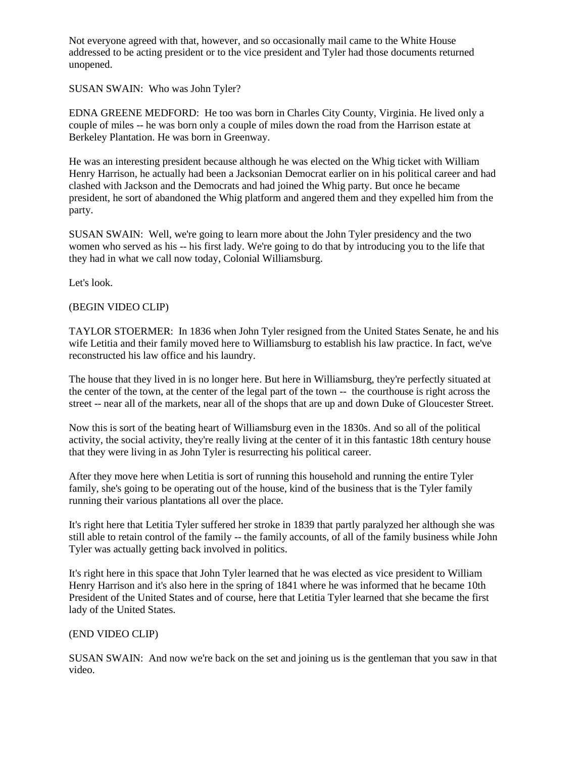Not everyone agreed with that, however, and so occasionally mail came to the White House addressed to be acting president or to the vice president and Tyler had those documents returned unopened.

SUSAN SWAIN: Who was John Tyler?

EDNA GREENE MEDFORD: He too was born in Charles City County, Virginia. He lived only a couple of miles -- he was born only a couple of miles down the road from the Harrison estate at Berkeley Plantation. He was born in Greenway.

He was an interesting president because although he was elected on the Whig ticket with William Henry Harrison, he actually had been a Jacksonian Democrat earlier on in his political career and had clashed with Jackson and the Democrats and had joined the Whig party. But once he became president, he sort of abandoned the Whig platform and angered them and they expelled him from the party.

SUSAN SWAIN: Well, we're going to learn more about the John Tyler presidency and the two women who served as his -- his first lady. We're going to do that by introducing you to the life that they had in what we call now today, Colonial Williamsburg.

Let's look.

(BEGIN VIDEO CLIP)

TAYLOR STOERMER: In 1836 when John Tyler resigned from the United States Senate, he and his wife Letitia and their family moved here to Williamsburg to establish his law practice. In fact, we've reconstructed his law office and his laundry.

The house that they lived in is no longer here. But here in Williamsburg, they're perfectly situated at the center of the town, at the center of the legal part of the town -- the courthouse is right across the street -- near all of the markets, near all of the shops that are up and down Duke of Gloucester Street.

Now this is sort of the beating heart of Williamsburg even in the 1830s. And so all of the political activity, the social activity, they're really living at the center of it in this fantastic 18th century house that they were living in as John Tyler is resurrecting his political career.

After they move here when Letitia is sort of running this household and running the entire Tyler family, she's going to be operating out of the house, kind of the business that is the Tyler family running their various plantations all over the place.

It's right here that Letitia Tyler suffered her stroke in 1839 that partly paralyzed her although she was still able to retain control of the family -- the family accounts, of all of the family business while John Tyler was actually getting back involved in politics.

It's right here in this space that John Tyler learned that he was elected as vice president to William Henry Harrison and it's also here in the spring of 1841 where he was informed that he became 10th President of the United States and of course, here that Letitia Tyler learned that she became the first lady of the United States.

(END VIDEO CLIP)

SUSAN SWAIN: And now we're back on the set and joining us is the gentleman that you saw in that video.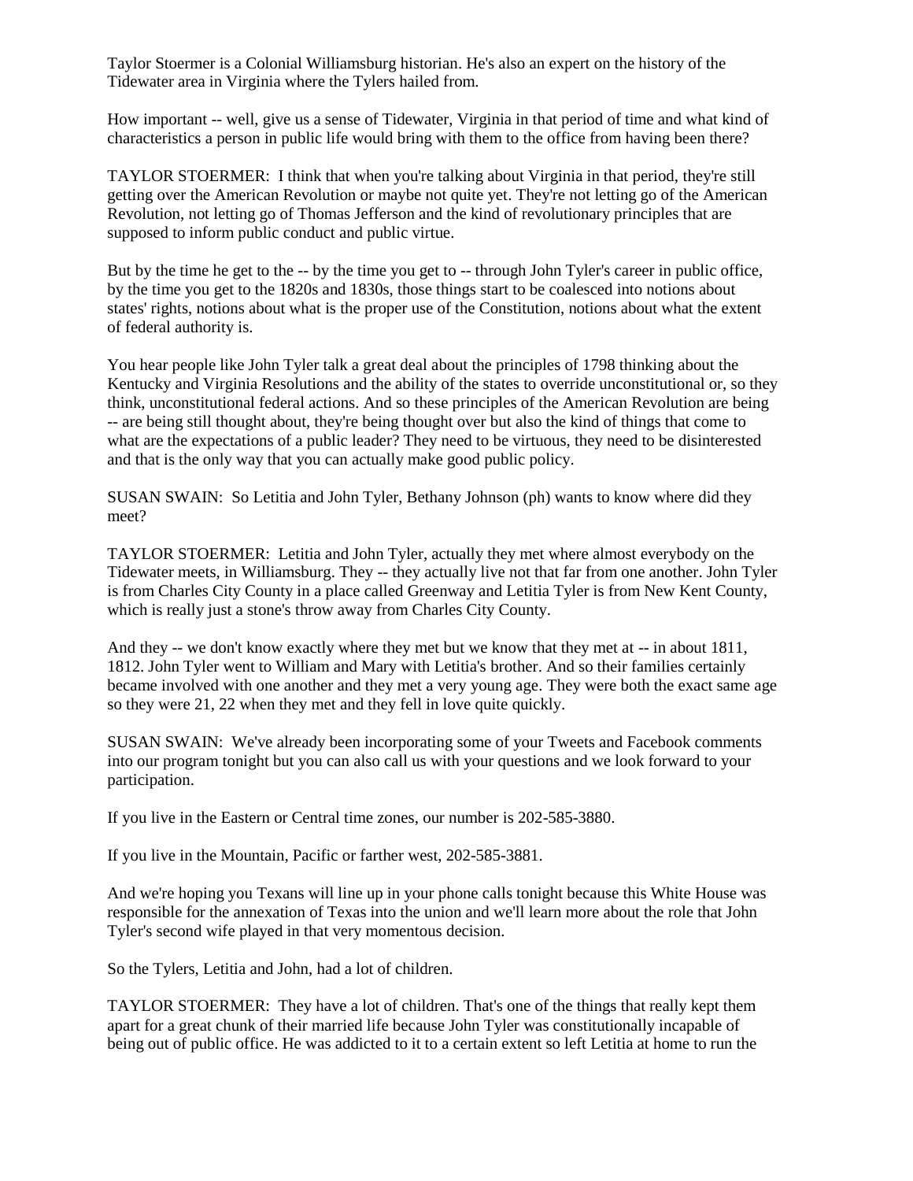Taylor Stoermer is a Colonial Williamsburg historian. He's also an expert on the history of the Tidewater area in Virginia where the Tylers hailed from.

How important -- well, give us a sense of Tidewater, Virginia in that period of time and what kind of characteristics a person in public life would bring with them to the office from having been there?

TAYLOR STOERMER: I think that when you're talking about Virginia in that period, they're still getting over the American Revolution or maybe not quite yet. They're not letting go of the American Revolution, not letting go of Thomas Jefferson and the kind of revolutionary principles that are supposed to inform public conduct and public virtue.

But by the time he get to the -- by the time you get to -- through John Tyler's career in public office, by the time you get to the 1820s and 1830s, those things start to be coalesced into notions about states' rights, notions about what is the proper use of the Constitution, notions about what the extent of federal authority is.

You hear people like John Tyler talk a great deal about the principles of 1798 thinking about the Kentucky and Virginia Resolutions and the ability of the states to override unconstitutional or, so they think, unconstitutional federal actions. And so these principles of the American Revolution are being -- are being still thought about, they're being thought over but also the kind of things that come to what are the expectations of a public leader? They need to be virtuous, they need to be disinterested and that is the only way that you can actually make good public policy.

SUSAN SWAIN: So Letitia and John Tyler, Bethany Johnson (ph) wants to know where did they meet?

TAYLOR STOERMER: Letitia and John Tyler, actually they met where almost everybody on the Tidewater meets, in Williamsburg. They -- they actually live not that far from one another. John Tyler is from Charles City County in a place called Greenway and Letitia Tyler is from New Kent County, which is really just a stone's throw away from Charles City County.

And they -- we don't know exactly where they met but we know that they met at -- in about 1811, 1812. John Tyler went to William and Mary with Letitia's brother. And so their families certainly became involved with one another and they met a very young age. They were both the exact same age so they were 21, 22 when they met and they fell in love quite quickly.

SUSAN SWAIN: We've already been incorporating some of your Tweets and Facebook comments into our program tonight but you can also call us with your questions and we look forward to your participation.

If you live in the Eastern or Central time zones, our number is 202-585-3880.

If you live in the Mountain, Pacific or farther west, 202-585-3881.

And we're hoping you Texans will line up in your phone calls tonight because this White House was responsible for the annexation of Texas into the union and we'll learn more about the role that John Tyler's second wife played in that very momentous decision.

So the Tylers, Letitia and John, had a lot of children.

TAYLOR STOERMER: They have a lot of children. That's one of the things that really kept them apart for a great chunk of their married life because John Tyler was constitutionally incapable of being out of public office. He was addicted to it to a certain extent so left Letitia at home to run the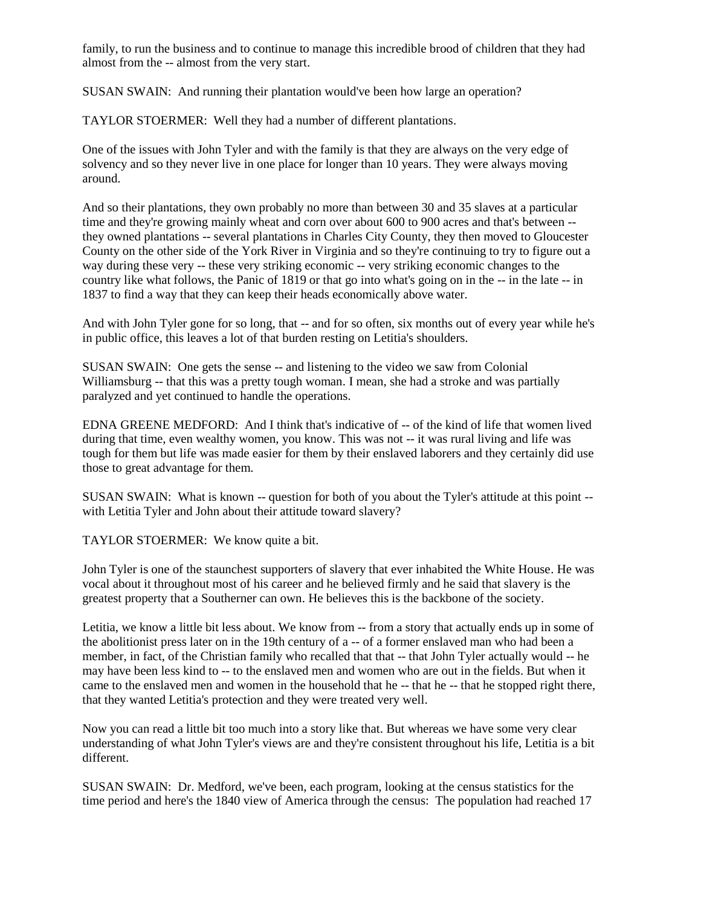family, to run the business and to continue to manage this incredible brood of children that they had almost from the -- almost from the very start.

SUSAN SWAIN: And running their plantation would've been how large an operation?

TAYLOR STOERMER: Well they had a number of different plantations.

One of the issues with John Tyler and with the family is that they are always on the very edge of solvency and so they never live in one place for longer than 10 years. They were always moving around.

And so their plantations, they own probably no more than between 30 and 35 slaves at a particular time and they're growing mainly wheat and corn over about 600 to 900 acres and that's between -- they owned plantations -- several plantations in Charles City County, they then moved to Gloucester County on the other side of the York River in Virginia and so they're continuing to try to figure out a way during these very -- these very striking economic -- very striking economic changes to the country like what follows, the Panic of 1819 or that go into what's going on in the -- in the late -- in 1837 to find a way that they can keep their heads economically above water.

And with John Tyler gone for so long, that -- and for so often, six months out of every year while he's in public office, this leaves a lot of that burden resting on Letitia's shoulders.

SUSAN SWAIN: One gets the sense -- and listening to the video we saw from Colonial Williamsburg -- that this was a pretty tough woman. I mean, she had a stroke and was partially paralyzed and yet continued to handle the operations.

EDNA GREENE MEDFORD: And I think that's indicative of -- of the kind of life that women lived during that time, even wealthy women, you know. This was not -- it was rural living and life was tough for them but life was made easier for them by their enslaved laborers and they certainly did use those to great advantage for them.

SUSAN SWAIN: What is known -- question for both of you about the Tyler's attitude at this point -- with Letitia Tyler and John about their attitude toward slavery?

TAYLOR STOERMER: We know quite a bit.

John Tyler is one of the staunchest supporters of slavery that ever inhabited the White House. He was vocal about it throughout most of his career and he believed firmly and he said that slavery is the greatest property that a Southerner can own. He believes this is the backbone of the society.

Letitia, we know a little bit less about. We know from -- from a story that actually ends up in some of the abolitionist press later on in the 19th century of a -- of a former enslaved man who had been a member, in fact, of the Christian family who recalled that that -- that John Tyler actually would -- he may have been less kind to -- to the enslaved men and women who are out in the fields. But when it came to the enslaved men and women in the household that he -- that he -- that he stopped right there, that they wanted Letitia's protection and they were treated very well.

Now you can read a little bit too much into a story like that. But whereas we have some very clear understanding of what John Tyler's views are and they're consistent throughout his life, Letitia is a bit different.

SUSAN SWAIN: Dr. Medford, we've been, each program, looking at the census statistics for the time period and here's the 1840 view of America through the census: The population had reached 17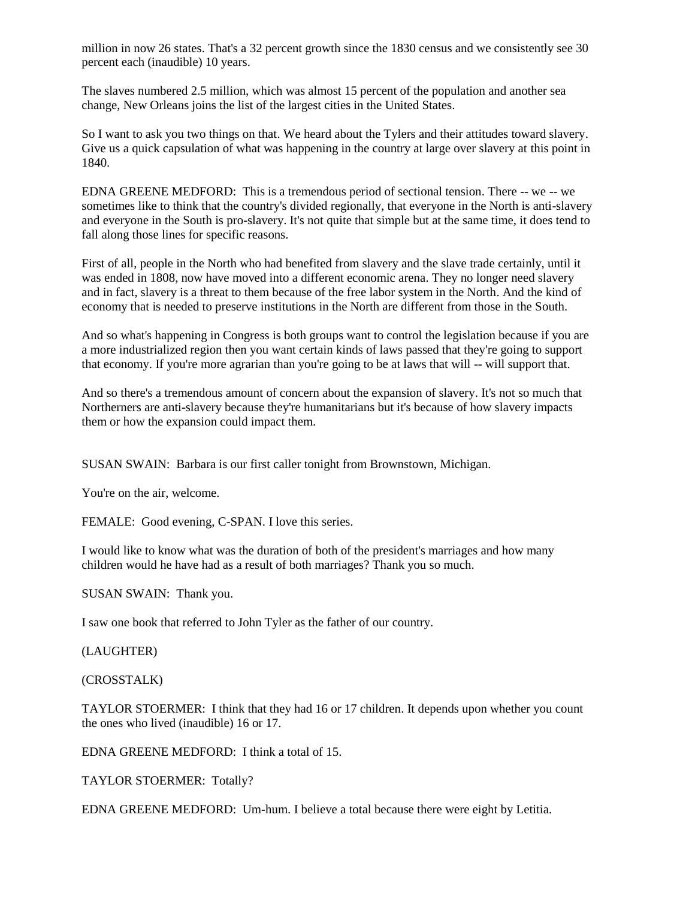million in now 26 states. That's a 32 percent growth since the 1830 census and we consistently see 30 percent each (inaudible) 10 years.

The slaves numbered 2.5 million, which was almost 15 percent of the population and another sea change, New Orleans joins the list of the largest cities in the United States.

So I want to ask you two things on that. We heard about the Tylers and their attitudes toward slavery. Give us a quick capsulation of what was happening in the country at large over slavery at this point in 1840.

EDNA GREENE MEDFORD: This is a tremendous period of sectional tension. There -- we -- we sometimes like to think that the country's divided regionally, that everyone in the North is anti-slavery and everyone in the South is pro-slavery. It's not quite that simple but at the same time, it does tend to fall along those lines for specific reasons.

First of all, people in the North who had benefited from slavery and the slave trade certainly, until it was ended in 1808, now have moved into a different economic arena. They no longer need slavery and in fact, slavery is a threat to them because of the free labor system in the North. And the kind of economy that is needed to preserve institutions in the North are different from those in the South.

And so what's happening in Congress is both groups want to control the legislation because if you are a more industrialized region then you want certain kinds of laws passed that they're going to support that economy. If you're more agrarian than you're going to be at laws that will -- will support that.

And so there's a tremendous amount of concern about the expansion of slavery. It's not so much that Northerners are anti-slavery because they're humanitarians but it's because of how slavery impacts them or how the expansion could impact them.

SUSAN SWAIN: Barbara is our first caller tonight from Brownstown, Michigan.

You're on the air, welcome.

FEMALE: Good evening, C-SPAN. I love this series.

I would like to know what was the duration of both of the president's marriages and how many children would he have had as a result of both marriages? Thank you so much.

SUSAN SWAIN: Thank you.

I saw one book that referred to John Tyler as the father of our country.

(LAUGHTER)

(CROSSTALK)

TAYLOR STOERMER: I think that they had 16 or 17 children. It depends upon whether you count the ones who lived (inaudible) 16 or 17.

EDNA GREENE MEDFORD: I think a total of 15.

TAYLOR STOERMER: Totally?

EDNA GREENE MEDFORD: Um-hum. I believe a total because there were eight by Letitia.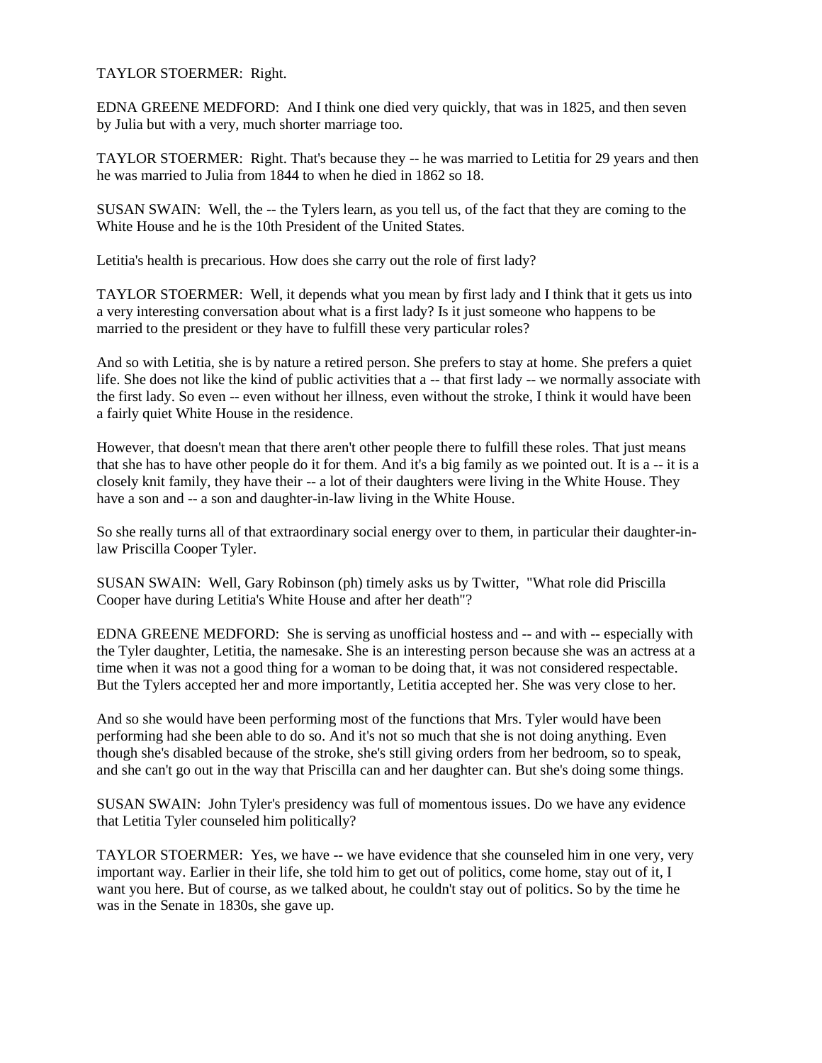TAYLOR STOERMER: Right.

EDNA GREENE MEDFORD: And I think one died very quickly, that was in 1825, and then seven by Julia but with a very, much shorter marriage too.

TAYLOR STOERMER: Right. That's because they -- he was married to Letitia for 29 years and then he was married to Julia from 1844 to when he died in 1862 so 18.

SUSAN SWAIN: Well, the -- the Tylers learn, as you tell us, of the fact that they are coming to the White House and he is the 10th President of the United States.

Letitia's health is precarious. How does she carry out the role of first lady?

TAYLOR STOERMER: Well, it depends what you mean by first lady and I think that it gets us into a very interesting conversation about what is a first lady? Is it just someone who happens to be married to the president or they have to fulfill these very particular roles?

And so with Letitia, she is by nature a retired person. She prefers to stay at home. She prefers a quiet life. She does not like the kind of public activities that a -- that first lady -- we normally associate with the first lady. So even -- even without her illness, even without the stroke, I think it would have been a fairly quiet White House in the residence.

However, that doesn't mean that there aren't other people there to fulfill these roles. That just means that she has to have other people do it for them. And it's a big family as we pointed out. It is a -- it is a closely knit family, they have their -- a lot of their daughters were living in the White House. They have a son and -- a son and daughter-in-law living in the White House.

So she really turns all of that extraordinary social energy over to them, in particular their daughter-in-law Priscilla Cooper Tyler.

SUSAN SWAIN: Well, Gary Robinson (ph) timely asks us by Twitter, "What role did Priscilla Cooper have during Letitia's White House and after her death"?

EDNA GREENE MEDFORD: She is serving as unofficial hostess and -- and with -- especially with the Tyler daughter, Letitia, the namesake. She is an interesting person because she was an actress at a time when it was not a good thing for a woman to be doing that, it was not considered respectable. But the Tylers accepted her and more importantly, Letitia accepted her. She was very close to her.

And so she would have been performing most of the functions that Mrs. Tyler would have been performing had she been able to do so. And it's not so much that she is not doing anything. Even though she's disabled because of the stroke, she's still giving orders from her bedroom, so to speak, and she can't go out in the way that Priscilla can and her daughter can. But she's doing some things.

SUSAN SWAIN: John Tyler's presidency was full of momentous issues. Do we have any evidence that Letitia Tyler counseled him politically?

TAYLOR STOERMER: Yes, we have -- we have evidence that she counseled him in one very, very important way. Earlier in their life, she told him to get out of politics, come home, stay out of it, I want you here. But of course, as we talked about, he couldn't stay out of politics. So by the time he was in the Senate in 1830s, she gave up.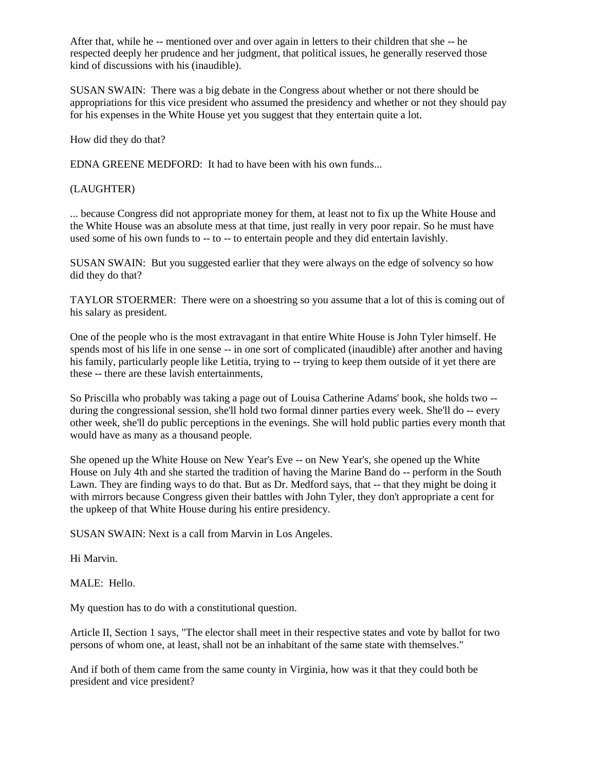After that, while he -- mentioned over and over again in letters to their children that she -- he respected deeply her prudence and her judgment, that political issues, he generally reserved those kind of discussions with his (inaudible).

SUSAN SWAIN: There was a big debate in the Congress about whether or not there should be appropriations for this vice president who assumed the presidency and whether or not they should pay for his expenses in the White House yet you suggest that they entertain quite a lot.

How did they do that?

EDNA GREENE MEDFORD: It had to have been with his own funds...

(LAUGHTER)

... because Congress did not appropriate money for them, at least not to fix up the White House and the White House was an absolute mess at that time, just really in very poor repair. So he must have used some of his own funds to -- to -- to entertain people and they did entertain lavishly.

SUSAN SWAIN: But you suggested earlier that they were always on the edge of solvency so how did they do that?

TAYLOR STOERMER: There were on a shoestring so you assume that a lot of this is coming out of his salary as president.

One of the people who is the most extravagant in that entire White House is John Tyler himself. He spends most of his life in one sense -- in one sort of complicated (inaudible) after another and having his family, particularly people like Letitia, trying to -- trying to keep them outside of it yet there are these -- there are these lavish entertainments,

So Priscilla who probably was taking a page out of Louisa Catherine Adams' book, she holds two -- during the congressional session, she'll hold two formal dinner parties every week. She'll do -- every other week, she'll do public perceptions in the evenings. She will hold public parties every month that would have as many as a thousand people.

She opened up the White House on New Year's Eve -- on New Year's, she opened up the White House on July 4th and she started the tradition of having the Marine Band do -- perform in the South Lawn. They are finding ways to do that. But as Dr. Medford says, that -- that they might be doing it with mirrors because Congress given their battles with John Tyler, they don't appropriate a cent for the upkeep of that White House during his entire presidency.

SUSAN SWAIN: Next is a call from Marvin in Los Angeles.

Hi Marvin.

MALE: Hello.

My question has to do with a constitutional question.

Article II, Section 1 says, "The elector shall meet in their respective states and vote by ballot for two persons of whom one, at least, shall not be an inhabitant of the same state with themselves."

And if both of them came from the same county in Virginia, how was it that they could both be president and vice president?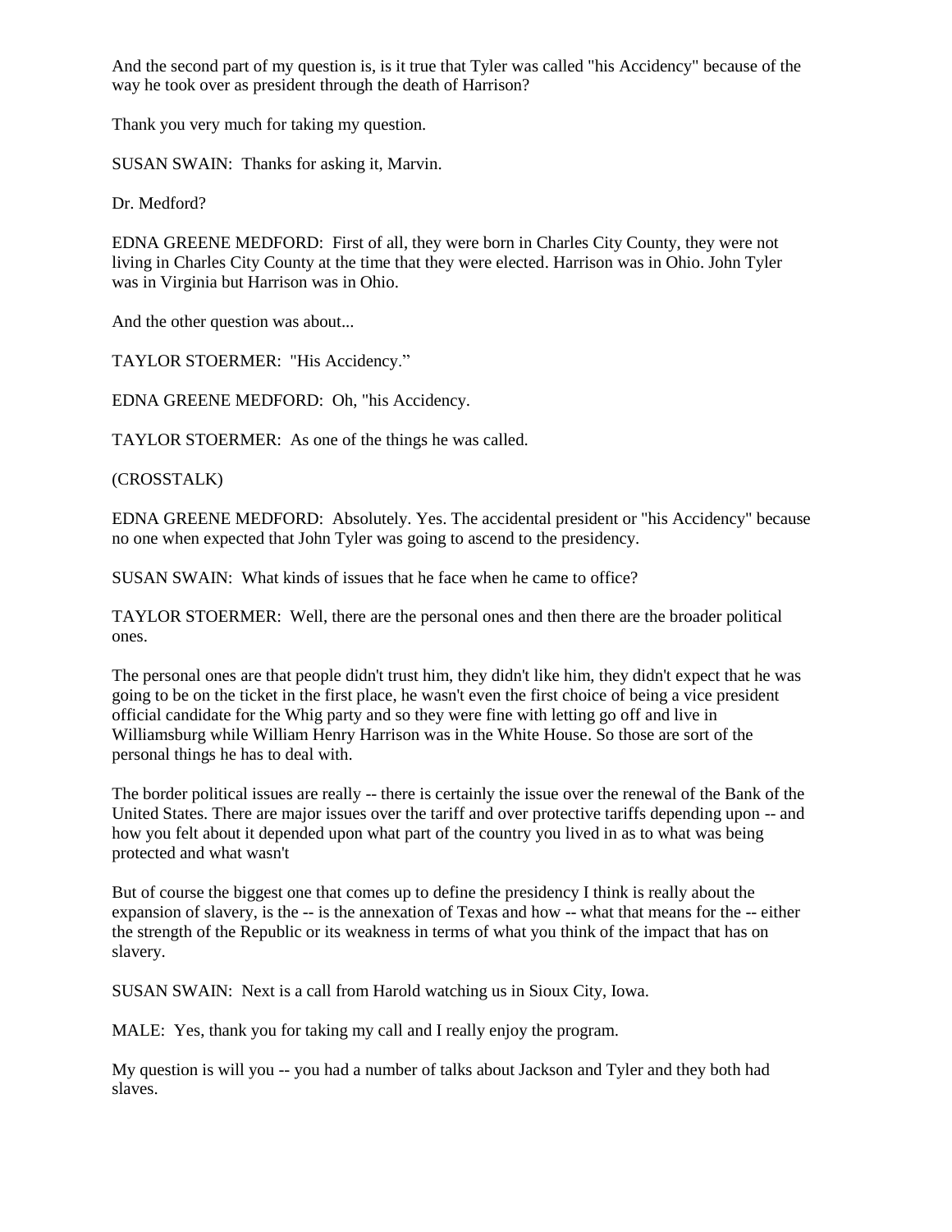And the second part of my question is, is it true that Tyler was called "his Accidency" because of the way he took over as president through the death of Harrison?

Thank you very much for taking my question.

SUSAN SWAIN: Thanks for asking it, Marvin.

Dr. Medford?

EDNA GREENE MEDFORD: First of all, they were born in Charles City County, they were not living in Charles City County at the time that they were elected. Harrison was in Ohio. John Tyler was in Virginia but Harrison was in Ohio.

And the other question was about...

TAYLOR STOERMER: "His Accidency."

EDNA GREENE MEDFORD: Oh, "his Accidency.

TAYLOR STOERMER: As one of the things he was called.

(CROSSTALK)

EDNA GREENE MEDFORD: Absolutely. Yes. The accidental president or "his Accidency" because no one when expected that John Tyler was going to ascend to the presidency.

SUSAN SWAIN: What kinds of issues that he face when he came to office?

TAYLOR STOERMER: Well, there are the personal ones and then there are the broader political ones.

The personal ones are that people didn't trust him, they didn't like him, they didn't expect that he was going to be on the ticket in the first place, he wasn't even the first choice of being a vice president official candidate for the Whig party and so they were fine with letting go off and live in Williamsburg while William Henry Harrison was in the White House. So those are sort of the personal things he has to deal with.

The border political issues are really -- there is certainly the issue over the renewal of the Bank of the United States. There are major issues over the tariff and over protective tariffs depending upon -- and how you felt about it depended upon what part of the country you lived in as to what was being protected and what wasn't

But of course the biggest one that comes up to define the presidency I think is really about the expansion of slavery, is the -- is the annexation of Texas and how -- what that means for the -- either the strength of the Republic or its weakness in terms of what you think of the impact that has on slavery.

SUSAN SWAIN: Next is a call from Harold watching us in Sioux City, Iowa.

MALE: Yes, thank you for taking my call and I really enjoy the program.

My question is will you -- you had a number of talks about Jackson and Tyler and they both had slaves.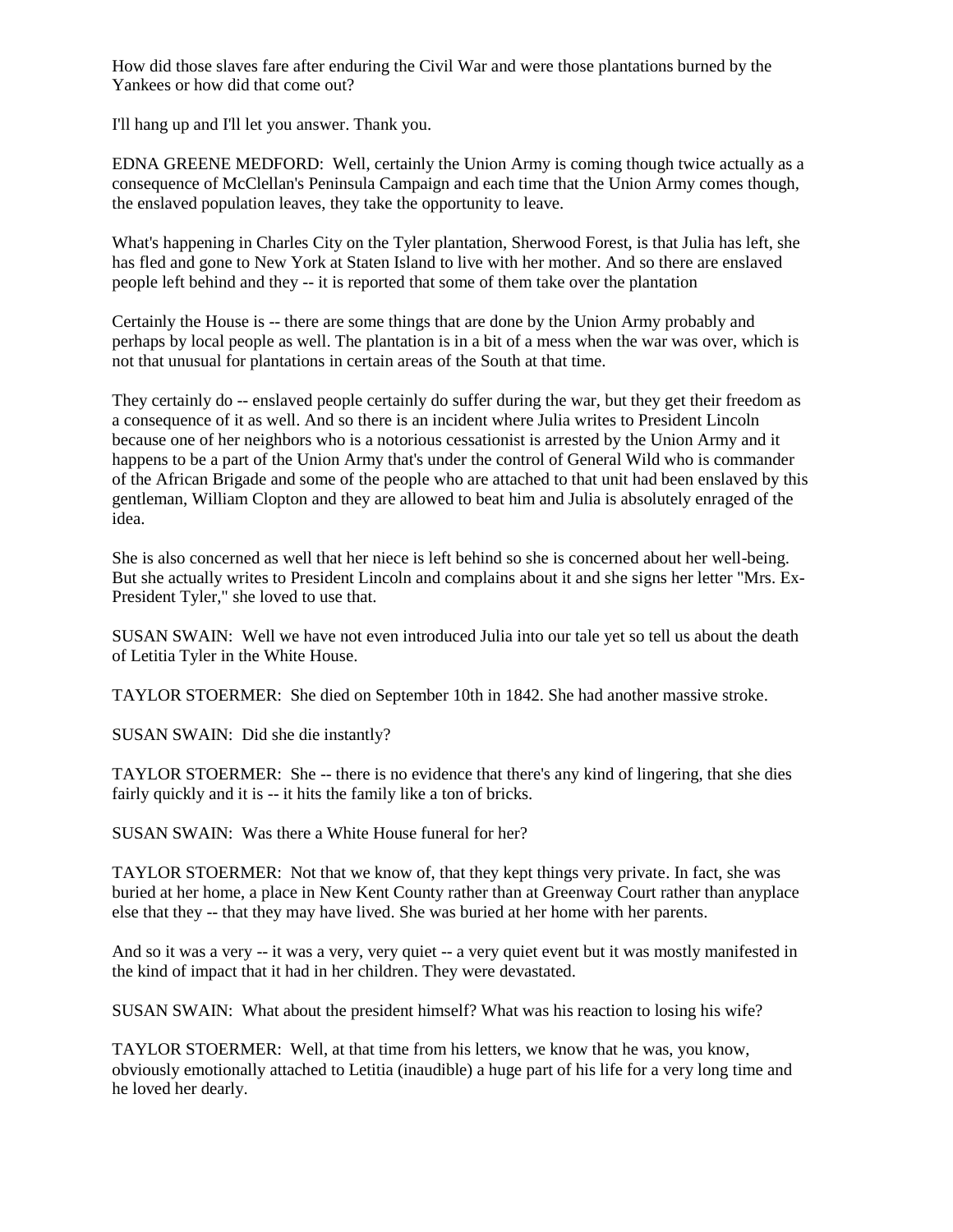How did those slaves fare after enduring the Civil War and were those plantations burned by the Yankees or how did that come out?

I'll hang up and I'll let you answer. Thank you.

EDNA GREENE MEDFORD: Well, certainly the Union Army is coming though twice actually as a consequence of McClellan's Peninsula Campaign and each time that the Union Army comes though, the enslaved population leaves, they take the opportunity to leave.

What's happening in Charles City on the Tyler plantation, Sherwood Forest, is that Julia has left, she has fled and gone to New York at Staten Island to live with her mother. And so there are enslaved people left behind and they -- it is reported that some of them take over the plantation

Certainly the House is -- there are some things that are done by the Union Army probably and perhaps by local people as well. The plantation is in a bit of a mess when the war was over, which is not that unusual for plantations in certain areas of the South at that time.

They certainly do -- enslaved people certainly do suffer during the war, but they get their freedom as a consequence of it as well. And so there is an incident where Julia writes to President Lincoln because one of her neighbors who is a notorious cessationist is arrested by the Union Army and it happens to be a part of the Union Army that's under the control of General Wild who is commander of the African Brigade and some of the people who are attached to that unit had been enslaved by this gentleman, William Clopton and they are allowed to beat him and Julia is absolutely enraged of the idea.

She is also concerned as well that her niece is left behind so she is concerned about her well-being. But she actually writes to President Lincoln and complains about it and she signs her letter "Mrs. Ex-President Tyler," she loved to use that.

SUSAN SWAIN: Well we have not even introduced Julia into our tale yet so tell us about the death of Letitia Tyler in the White House.

TAYLOR STOERMER: She died on September 10th in 1842. She had another massive stroke.

SUSAN SWAIN: Did she die instantly?

TAYLOR STOERMER: She -- there is no evidence that there's any kind of lingering, that she dies fairly quickly and it is -- it hits the family like a ton of bricks.

SUSAN SWAIN: Was there a White House funeral for her?

TAYLOR STOERMER: Not that we know of, that they kept things very private. In fact, she was buried at her home, a place in New Kent County rather than at Greenway Court rather than anyplace else that they -- that they may have lived. She was buried at her home with her parents.

And so it was a very -- it was a very, very quiet -- a very quiet event but it was mostly manifested in the kind of impact that it had in her children. They were devastated.

SUSAN SWAIN: What about the president himself? What was his reaction to losing his wife?

TAYLOR STOERMER: Well, at that time from his letters, we know that he was, you know, obviously emotionally attached to Letitia (inaudible) a huge part of his life for a very long time and he loved her dearly.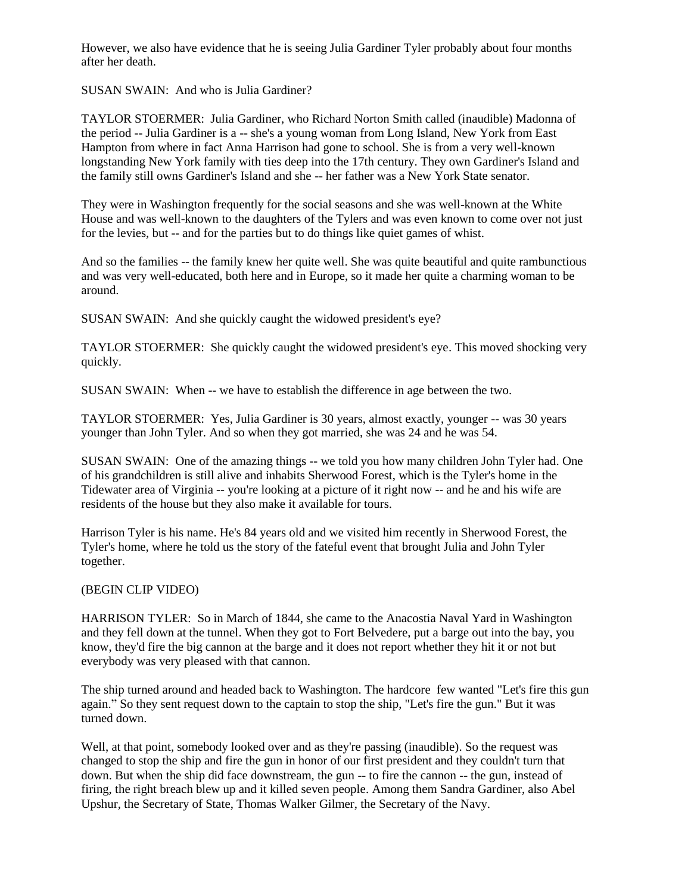However, we also have evidence that he is seeing Julia Gardiner Tyler probably about four months after her death.

SUSAN SWAIN: And who is Julia Gardiner?

TAYLOR STOERMER: Julia Gardiner, who Richard Norton Smith called (inaudible) Madonna of the period -- Julia Gardiner is a -- she's a young woman from Long Island, New York from East Hampton from where in fact Anna Harrison had gone to school. She is from a very well-known longstanding New York family with ties deep into the 17th century. They own Gardiner's Island and the family still owns Gardiner's Island and she -- her father was a New York State senator.

They were in Washington frequently for the social seasons and she was well-known at the White House and was well-known to the daughters of the Tylers and was even known to come over not just for the levies, but -- and for the parties but to do things like quiet games of whist.

And so the families -- the family knew her quite well. She was quite beautiful and quite rambunctious and was very well-educated, both here and in Europe, so it made her quite a charming woman to be around.

SUSAN SWAIN: And she quickly caught the widowed president's eye?

TAYLOR STOERMER: She quickly caught the widowed president's eye. This moved shocking very quickly.

SUSAN SWAIN: When -- we have to establish the difference in age between the two.

TAYLOR STOERMER: Yes, Julia Gardiner is 30 years, almost exactly, younger -- was 30 years younger than John Tyler. And so when they got married, she was 24 and he was 54.

SUSAN SWAIN: One of the amazing things -- we told you how many children John Tyler had. One of his grandchildren is still alive and inhabits Sherwood Forest, which is the Tyler's home in the Tidewater area of Virginia -- you're looking at a picture of it right now -- and he and his wife are residents of the house but they also make it available for tours.

Harrison Tyler is his name. He's 84 years old and we visited him recently in Sherwood Forest, the Tyler's home, where he told us the story of the fateful event that brought Julia and John Tyler together.

(BEGIN CLIP VIDEO)

HARRISON TYLER: So in March of 1844, she came to the Anacostia Naval Yard in Washington and they fell down at the tunnel. When they got to Fort Belvedere, put a barge out into the bay, you know, they'd fire the big cannon at the barge and it does not report whether they hit it or not but everybody was very pleased with that cannon.

The ship turned around and headed back to Washington. The hardcore few wanted "Let's fire this gun again." So they sent request down to the captain to stop the ship, "Let's fire the gun." But it was turned down.

Well, at that point, somebody looked over and as they're passing (inaudible). So the request was changed to stop the ship and fire the gun in honor of our first president and they couldn't turn that down. But when the ship did face downstream, the gun -- to fire the cannon -- the gun, instead of firing, the right breach blew up and it killed seven people. Among them Sandra Gardiner, also Abel Upshur, the Secretary of State, Thomas Walker Gilmer, the Secretary of the Navy.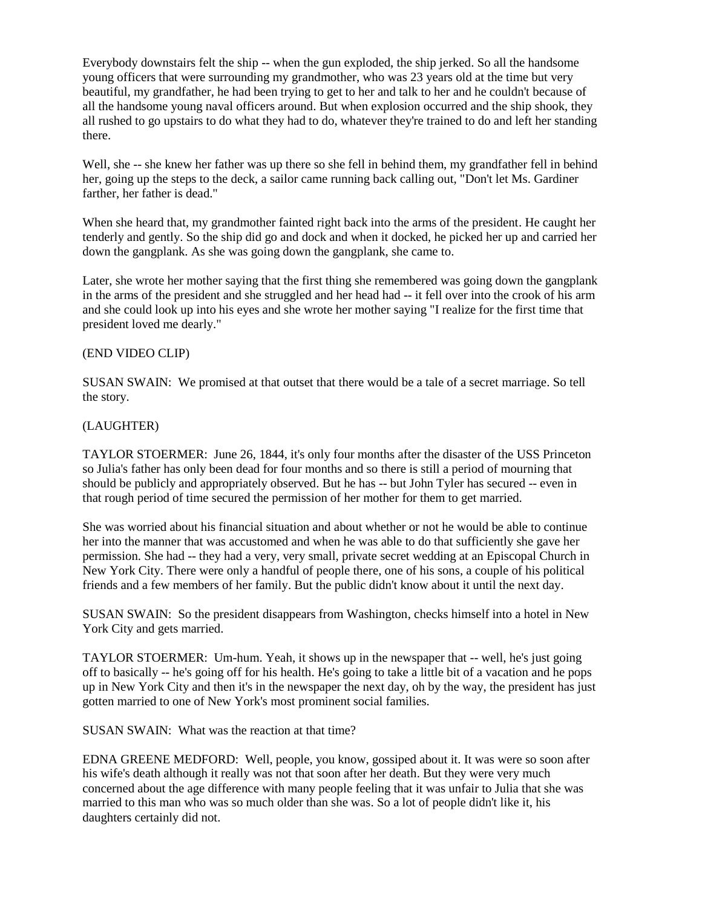Everybody downstairs felt the ship -- when the gun exploded, the ship jerked. So all the handsome young officers that were surrounding my grandmother, who was 23 years old at the time but very beautiful, my grandfather, he had been trying to get to her and talk to her and he couldn't because of all the handsome young naval officers around. But when explosion occurred and the ship shook, they all rushed to go upstairs to do what they had to do, whatever they're trained to do and left her standing there.

Well, she -- she knew her father was up there so she fell in behind them, my grandfather fell in behind her, going up the steps to the deck, a sailor came running back calling out, "Don't let Ms. Gardiner farther, her father is dead."

When she heard that, my grandmother fainted right back into the arms of the president. He caught her tenderly and gently. So the ship did go and dock and when it docked, he picked her up and carried her down the gangplank. As she was going down the gangplank, she came to.

Later, she wrote her mother saying that the first thing she remembered was going down the gangplank in the arms of the president and she struggled and her head had -- it fell over into the crook of his arm and she could look up into his eyes and she wrote her mother saying "I realize for the first time that president loved me dearly."

(END VIDEO CLIP)

SUSAN SWAIN: We promised at that outset that there would be a tale of a secret marriage. So tell the story.

(LAUGHTER)

TAYLOR STOERMER: June 26, 1844, it's only four months after the disaster of the USS Princeton so Julia's father has only been dead for four months and so there is still a period of mourning that should be publicly and appropriately observed. But he has -- but John Tyler has secured -- even in that rough period of time secured the permission of her mother for them to get married.

She was worried about his financial situation and about whether or not he would be able to continue her into the manner that was accustomed and when he was able to do that sufficiently she gave her permission. She had -- they had a very, very small, private secret wedding at an Episcopal Church in New York City. There were only a handful of people there, one of his sons, a couple of his political friends and a few members of her family. But the public didn't know about it until the next day.

SUSAN SWAIN: So the president disappears from Washington, checks himself into a hotel in New York City and gets married.

TAYLOR STOERMER: Um-hum. Yeah, it shows up in the newspaper that -- well, he's just going off to basically -- he's going off for his health. He's going to take a little bit of a vacation and he pops up in New York City and then it's in the newspaper the next day, oh by the way, the president has just gotten married to one of New York's most prominent social families.

SUSAN SWAIN: What was the reaction at that time?

EDNA GREENE MEDFORD: Well, people, you know, gossiped about it. It was were so soon after his wife's death although it really was not that soon after her death. But they were very much concerned about the age difference with many people feeling that it was unfair to Julia that she was married to this man who was so much older than she was. So a lot of people didn't like it, his daughters certainly did not.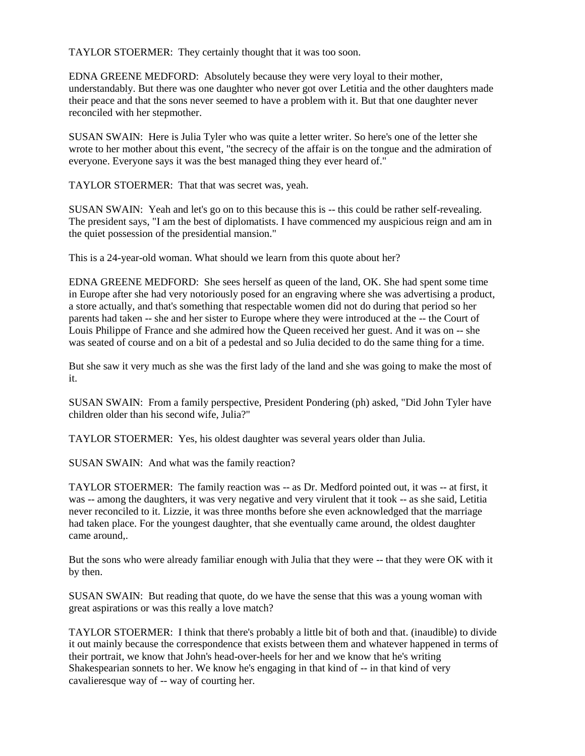TAYLOR STOERMER: They certainly thought that it was too soon.

EDNA GREENE MEDFORD: Absolutely because they were very loyal to their mother, understandably. But there was one daughter who never got over Letitia and the other daughters made their peace and that the sons never seemed to have a problem with it. But that one daughter never reconciled with her stepmother.

SUSAN SWAIN: Here is Julia Tyler who was quite a letter writer. So here's one of the letter she wrote to her mother about this event, "the secrecy of the affair is on the tongue and the admiration of everyone. Everyone says it was the best managed thing they ever heard of."

TAYLOR STOERMER: That that was secret was, yeah.

SUSAN SWAIN: Yeah and let's go on to this because this is -- this could be rather self-revealing. The president says, "I am the best of diplomatists. I have commenced my auspicious reign and am in the quiet possession of the presidential mansion."

This is a 24-year-old woman. What should we learn from this quote about her?

EDNA GREENE MEDFORD: She sees herself as queen of the land, OK. She had spent some time in Europe after she had very notoriously posed for an engraving where she was advertising a product, a store actually, and that's something that respectable women did not do during that period so her parents had taken -- she and her sister to Europe where they were introduced at the -- the Court of Louis Philippe of France and she admired how the Queen received her guest. And it was on -- she was seated of course and on a bit of a pedestal and so Julia decided to do the same thing for a time.

But she saw it very much as she was the first lady of the land and she was going to make the most of it.

SUSAN SWAIN: From a family perspective, President Pondering (ph) asked, "Did John Tyler have children older than his second wife, Julia?"

TAYLOR STOERMER: Yes, his oldest daughter was several years older than Julia.

SUSAN SWAIN: And what was the family reaction?

TAYLOR STOERMER: The family reaction was -- as Dr. Medford pointed out, it was -- at first, it was -- among the daughters, it was very negative and very virulent that it took -- as she said, Letitia never reconciled to it. Lizzie, it was three months before she even acknowledged that the marriage had taken place. For the youngest daughter, that she eventually came around, the oldest daughter came around,.

But the sons who were already familiar enough with Julia that they were -- that they were OK with it by then.

SUSAN SWAIN: But reading that quote, do we have the sense that this was a young woman with great aspirations or was this really a love match?

TAYLOR STOERMER: I think that there's probably a little bit of both and that. (inaudible) to divide it out mainly because the correspondence that exists between them and whatever happened in terms of their portrait, we know that John's head-over-heels for her and we know that he's writing Shakespearian sonnets to her. We know he's engaging in that kind of -- in that kind of very cavalieresque way of -- way of courting her.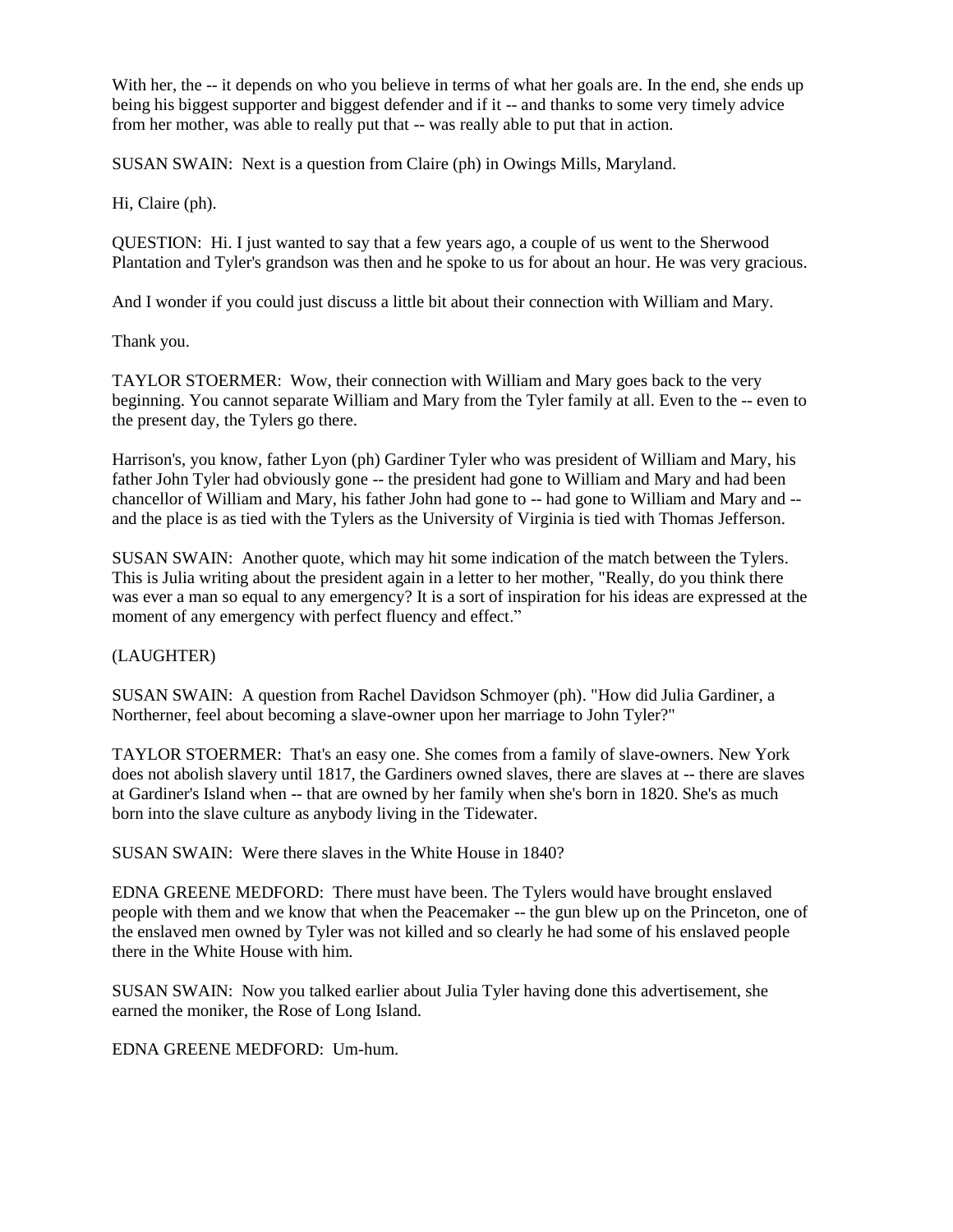With her, the -- it depends on who you believe in terms of what her goals are. In the end, she ends up being his biggest supporter and biggest defender and if it -- and thanks to some very timely advice from her mother, was able to really put that -- was really able to put that in action.

SUSAN SWAIN: Next is a question from Claire (ph) in Owings Mills, Maryland.

Hi, Claire (ph).

QUESTION: Hi. I just wanted to say that a few years ago, a couple of us went to the Sherwood Plantation and Tyler's grandson was then and he spoke to us for about an hour. He was very gracious.

And I wonder if you could just discuss a little bit about their connection with William and Mary.

Thank you.

TAYLOR STOERMER: Wow, their connection with William and Mary goes back to the very beginning. You cannot separate William and Mary from the Tyler family at all. Even to the -- even to the present day, the Tylers go there.

Harrison's, you know, father Lyon (ph) Gardiner Tyler who was president of William and Mary, his father John Tyler had obviously gone -- the president had gone to William and Mary and had been chancellor of William and Mary, his father John had gone to -- had gone to William and Mary and -- and the place is as tied with the Tylers as the University of Virginia is tied with Thomas Jefferson.

SUSAN SWAIN: Another quote, which may hit some indication of the match between the Tylers. This is Julia writing about the president again in a letter to her mother, "Really, do you think there was ever a man so equal to any emergency? It is a sort of inspiration for his ideas are expressed at the moment of any emergency with perfect fluency and effect."

(LAUGHTER)

SUSAN SWAIN: A question from Rachel Davidson Schmoyer (ph). "How did Julia Gardiner, a Northerner, feel about becoming a slave-owner upon her marriage to John Tyler?"

TAYLOR STOERMER: That's an easy one. She comes from a family of slave-owners. New York does not abolish slavery until 1817, the Gardiners owned slaves, there are slaves at -- there are slaves at Gardiner's Island when -- that are owned by her family when she's born in 1820. She's as much born into the slave culture as anybody living in the Tidewater.

SUSAN SWAIN: Were there slaves in the White House in 1840?

EDNA GREENE MEDFORD: There must have been. The Tylers would have brought enslaved people with them and we know that when the Peacemaker -- the gun blew up on the Princeton, one of the enslaved men owned by Tyler was not killed and so clearly he had some of his enslaved people there in the White House with him.

SUSAN SWAIN: Now you talked earlier about Julia Tyler having done this advertisement, she earned the moniker, the Rose of Long Island.

EDNA GREENE MEDFORD: Um-hum.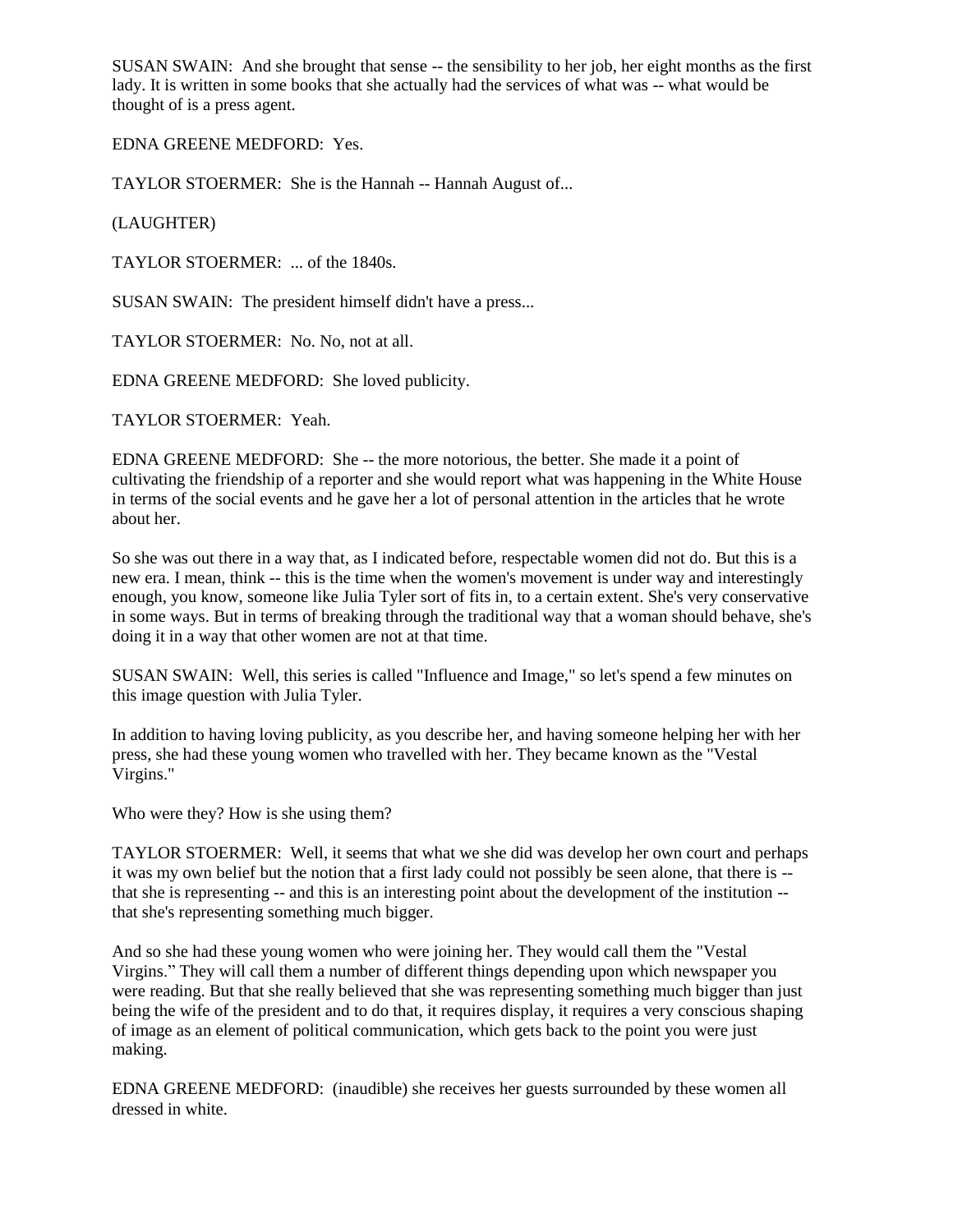SUSAN SWAIN: And she brought that sense -- the sensibility to her job, her eight months as the first lady. It is written in some books that she actually had the services of what was -- what would be thought of is a press agent.

EDNA GREENE MEDFORD: Yes.

TAYLOR STOERMER: She is the Hannah -- Hannah August of...

(LAUGHTER)

TAYLOR STOERMER: ... of the 1840s.

SUSAN SWAIN: The president himself didn't have a press...

TAYLOR STOERMER: No. No, not at all.

EDNA GREENE MEDFORD: She loved publicity.

TAYLOR STOERMER: Yeah.

EDNA GREENE MEDFORD: She -- the more notorious, the better. She made it a point of cultivating the friendship of a reporter and she would report what was happening in the White House in terms of the social events and he gave her a lot of personal attention in the articles that he wrote about her.

So she was out there in a way that, as I indicated before, respectable women did not do. But this is a new era. I mean, think -- this is the time when the women's movement is under way and interestingly enough, you know, someone like Julia Tyler sort of fits in, to a certain extent. She's very conservative in some ways. But in terms of breaking through the traditional way that a woman should behave, she's doing it in a way that other women are not at that time.

SUSAN SWAIN: Well, this series is called "Influence and Image," so let's spend a few minutes on this image question with Julia Tyler.

In addition to having loving publicity, as you describe her, and having someone helping her with her press, she had these young women who travelled with her. They became known as the "Vestal Virgins."

Who were they? How is she using them?

TAYLOR STOERMER: Well, it seems that what we she did was develop her own court and perhaps it was my own belief but the notion that a first lady could not possibly be seen alone, that there is -- that she is representing -- and this is an interesting point about the development of the institution -- that she's representing something much bigger.

And so she had these young women who were joining her. They would call them the "Vestal Virgins." They will call them a number of different things depending upon which newspaper you were reading. But that she really believed that she was representing something much bigger than just being the wife of the president and to do that, it requires display, it requires a very conscious shaping of image as an element of political communication, which gets back to the point you were just making.

EDNA GREENE MEDFORD: (inaudible) she receives her guests surrounded by these women all dressed in white.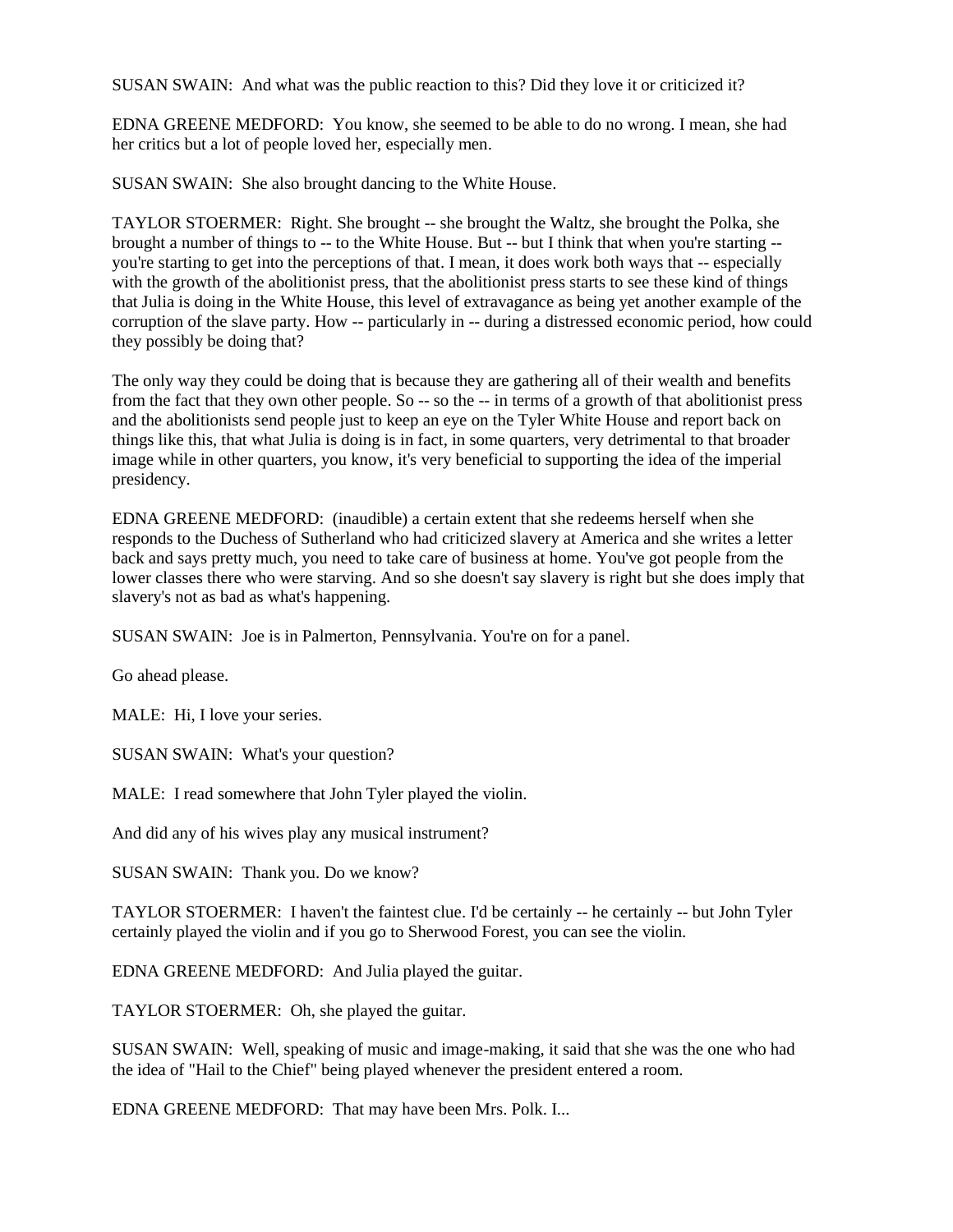SUSAN SWAIN: And what was the public reaction to this? Did they love it or criticized it?

EDNA GREENE MEDFORD: You know, she seemed to be able to do no wrong. I mean, she had her critics but a lot of people loved her, especially men.

SUSAN SWAIN: She also brought dancing to the White House.

TAYLOR STOERMER: Right. She brought -- she brought the Waltz, she brought the Polka, she brought a number of things to -- to the White House. But -- but I think that when you're starting -- you're starting to get into the perceptions of that. I mean, it does work both ways that -- especially with the growth of the abolitionist press, that the abolitionist press starts to see these kind of things that Julia is doing in the White House, this level of extravagance as being yet another example of the corruption of the slave party. How -- particularly in -- during a distressed economic period, how could they possibly be doing that?

The only way they could be doing that is because they are gathering all of their wealth and benefits from the fact that they own other people. So -- so the -- in terms of a growth of that abolitionist press and the abolitionists send people just to keep an eye on the Tyler White House and report back on things like this, that what Julia is doing is in fact, in some quarters, very detrimental to that broader image while in other quarters, you know, it's very beneficial to supporting the idea of the imperial presidency.

EDNA GREENE MEDFORD: (inaudible) a certain extent that she redeems herself when she responds to the Duchess of Sutherland who had criticized slavery at America and she writes a letter back and says pretty much, you need to take care of business at home. You've got people from the lower classes there who were starving. And so she doesn't say slavery is right but she does imply that slavery's not as bad as what's happening.

SUSAN SWAIN: Joe is in Palmerton, Pennsylvania. You're on for a panel.

Go ahead please.

MALE: Hi, I love your series.

SUSAN SWAIN: What's your question?

MALE: I read somewhere that John Tyler played the violin.

And did any of his wives play any musical instrument?

SUSAN SWAIN: Thank you. Do we know?

TAYLOR STOERMER: I haven't the faintest clue. I'd be certainly -- he certainly -- but John Tyler certainly played the violin and if you go to Sherwood Forest, you can see the violin.

EDNA GREENE MEDFORD: And Julia played the guitar.

TAYLOR STOERMER: Oh, she played the guitar.

SUSAN SWAIN: Well, speaking of music and image-making, it said that she was the one who had the idea of "Hail to the Chief" being played whenever the president entered a room.

EDNA GREENE MEDFORD: That may have been Mrs. Polk. I...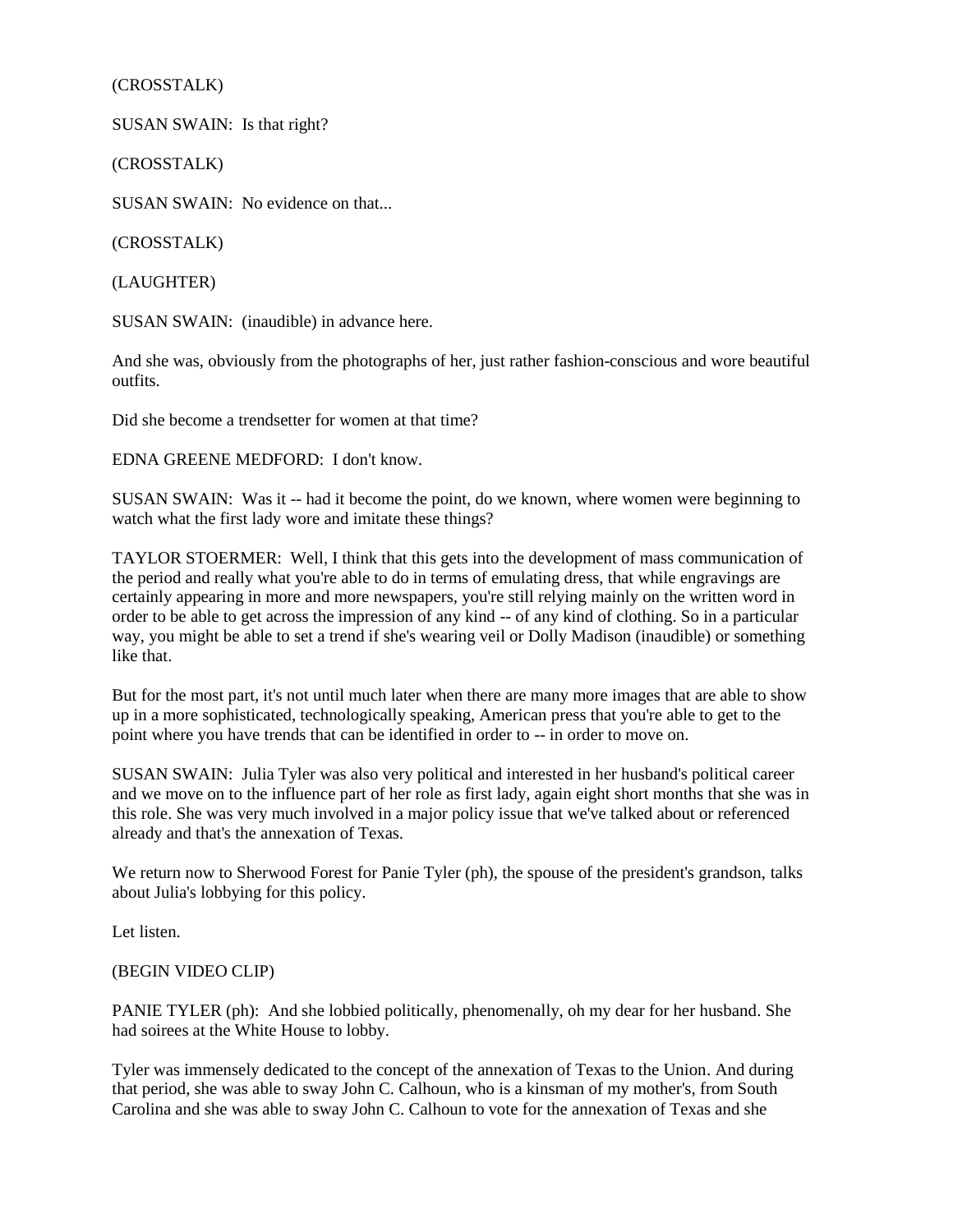(CROSSTALK)

SUSAN SWAIN: Is that right?

(CROSSTALK)

SUSAN SWAIN: No evidence on that...

(CROSSTALK)

(LAUGHTER)

SUSAN SWAIN: (inaudible) in advance here.

And she was, obviously from the photographs of her, just rather fashion-conscious and wore beautiful outfits.

Did she become a trendsetter for women at that time?

EDNA GREENE MEDFORD: I don't know.

SUSAN SWAIN: Was it -- had it become the point, do we known, where women were beginning to watch what the first lady wore and imitate these things?

TAYLOR STOERMER: Well, I think that this gets into the development of mass communication of the period and really what you're able to do in terms of emulating dress, that while engravings are certainly appearing in more and more newspapers, you're still relying mainly on the written word in order to be able to get across the impression of any kind -- of any kind of clothing. So in a particular way, you might be able to set a trend if she's wearing veil or Dolly Madison (inaudible) or something like that.

But for the most part, it's not until much later when there are many more images that are able to show up in a more sophisticated, technologically speaking, American press that you're able to get to the point where you have trends that can be identified in order to -- in order to move on.

SUSAN SWAIN: Julia Tyler was also very political and interested in her husband's political career and we move on to the influence part of her role as first lady, again eight short months that she was in this role. She was very much involved in a major policy issue that we've talked about or referenced already and that's the annexation of Texas.

We return now to Sherwood Forest for Panie Tyler (ph), the spouse of the president's grandson, talks about Julia's lobbying for this policy.

Let listen.

(BEGIN VIDEO CLIP)

PANIE TYLER (ph): And she lobbied politically, phenomenally, oh my dear for her husband. She had soirees at the White House to lobby.

Tyler was immensely dedicated to the concept of the annexation of Texas to the Union. And during that period, she was able to sway John C. Calhoun, who is a kinsman of my mother's, from South Carolina and she was able to sway John C. Calhoun to vote for the annexation of Texas and she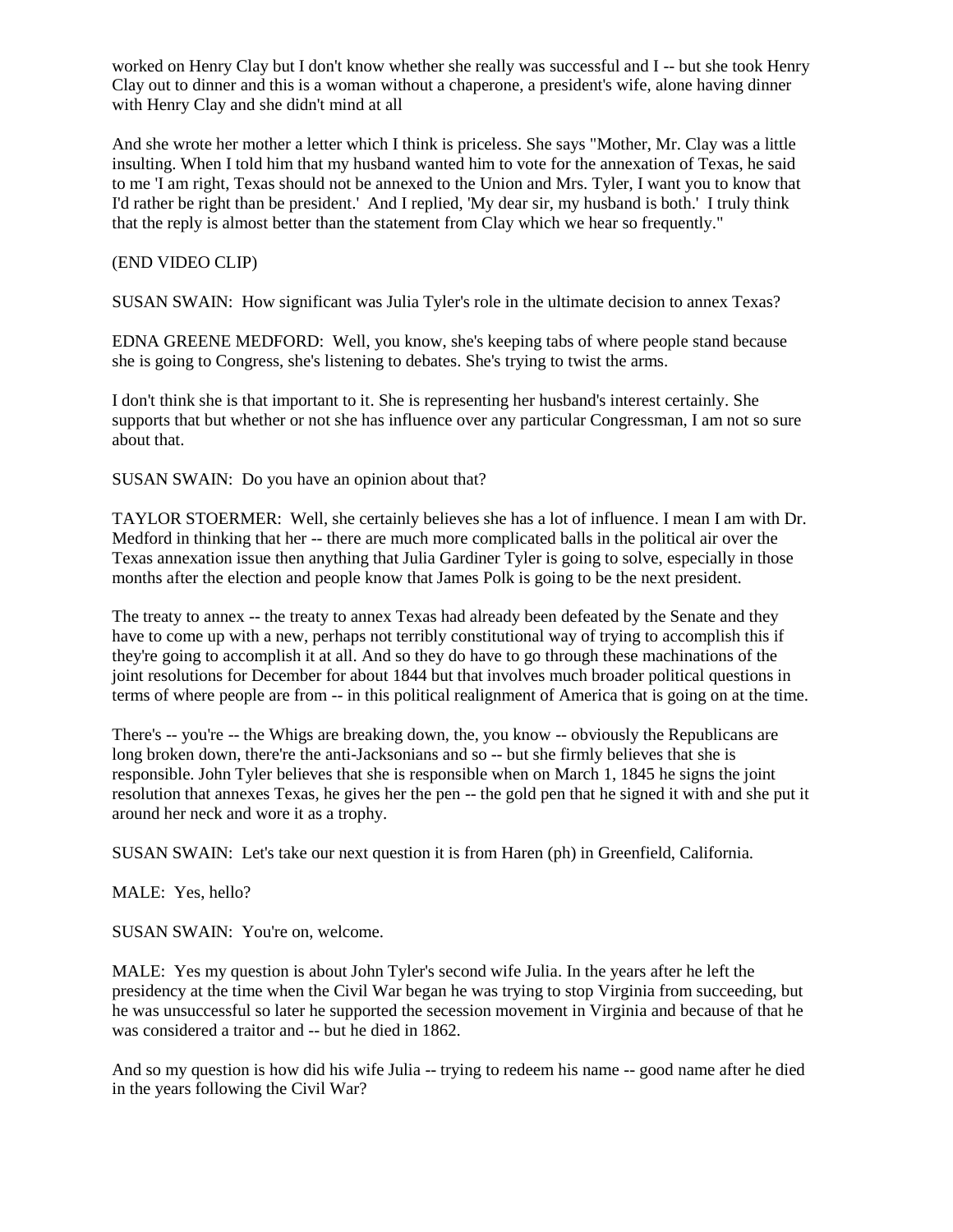worked on Henry Clay but I don't know whether she really was successful and I -- but she took Henry Clay out to dinner and this is a woman without a chaperone, a president's wife, alone having dinner with Henry Clay and she didn't mind at all

And she wrote her mother a letter which I think is priceless. She says "Mother, Mr. Clay was a little insulting. When I told him that my husband wanted him to vote for the annexation of Texas, he said to me 'I am right, Texas should not be annexed to the Union and Mrs. Tyler, I want you to know that I'd rather be right than be president.' And I replied, 'My dear sir, my husband is both.' I truly think that the reply is almost better than the statement from Clay which we hear so frequently."

(END VIDEO CLIP)

SUSAN SWAIN: How significant was Julia Tyler's role in the ultimate decision to annex Texas?

EDNA GREENE MEDFORD: Well, you know, she's keeping tabs of where people stand because she is going to Congress, she's listening to debates. She's trying to twist the arms.

I don't think she is that important to it. She is representing her husband's interest certainly. She supports that but whether or not she has influence over any particular Congressman, I am not so sure about that.

SUSAN SWAIN: Do you have an opinion about that?

TAYLOR STOERMER: Well, she certainly believes she has a lot of influence. I mean I am with Dr. Medford in thinking that her -- there are much more complicated balls in the political air over the Texas annexation issue then anything that Julia Gardiner Tyler is going to solve, especially in those months after the election and people know that James Polk is going to be the next president.

The treaty to annex -- the treaty to annex Texas had already been defeated by the Senate and they have to come up with a new, perhaps not terribly constitutional way of trying to accomplish this if they're going to accomplish it at all. And so they do have to go through these machinations of the joint resolutions for December for about 1844 but that involves much broader political questions in terms of where people are from -- in this political realignment of America that is going on at the time.

There's -- you're -- the Whigs are breaking down, the, you know -- obviously the Republicans are long broken down, there're the anti-Jacksonians and so -- but she firmly believes that she is responsible. John Tyler believes that she is responsible when on March 1, 1845 he signs the joint resolution that annexes Texas, he gives her the pen -- the gold pen that he signed it with and she put it around her neck and wore it as a trophy.

SUSAN SWAIN: Let's take our next question it is from Haren (ph) in Greenfield, California.

MALE: Yes, hello?

SUSAN SWAIN: You're on, welcome.

MALE: Yes my question is about John Tyler's second wife Julia. In the years after he left the presidency at the time when the Civil War began he was trying to stop Virginia from succeeding, but he was unsuccessful so later he supported the secession movement in Virginia and because of that he was considered a traitor and -- but he died in 1862.

And so my question is how did his wife Julia -- trying to redeem his name -- good name after he died in the years following the Civil War?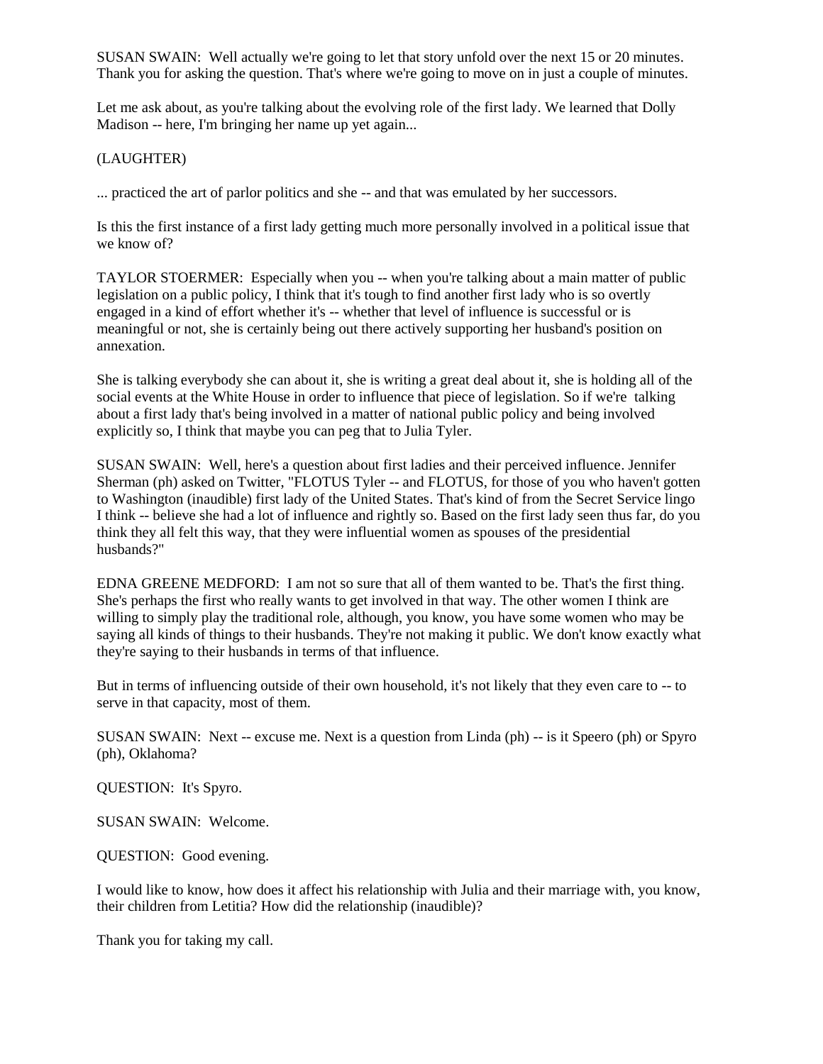SUSAN SWAIN: Well actually we're going to let that story unfold over the next 15 or 20 minutes. Thank you for asking the question. That's where we're going to move on in just a couple of minutes.

Let me ask about, as you're talking about the evolving role of the first lady. We learned that Dolly Madison -- here, I'm bringing her name up yet again...

(LAUGHTER)

... practiced the art of parlor politics and she -- and that was emulated by her successors.

Is this the first instance of a first lady getting much more personally involved in a political issue that we know of?

TAYLOR STOERMER: Especially when you -- when you're talking about a main matter of public legislation on a public policy, I think that it's tough to find another first lady who is so overtly engaged in a kind of effort whether it's -- whether that level of influence is successful or is meaningful or not, she is certainly being out there actively supporting her husband's position on annexation.

She is talking everybody she can about it, she is writing a great deal about it, she is holding all of the social events at the White House in order to influence that piece of legislation. So if we're talking about a first lady that's being involved in a matter of national public policy and being involved explicitly so, I think that maybe you can peg that to Julia Tyler.

SUSAN SWAIN: Well, here's a question about first ladies and their perceived influence. Jennifer Sherman (ph) asked on Twitter, "FLOTUS Tyler -- and FLOTUS, for those of you who haven't gotten to Washington (inaudible) first lady of the United States. That's kind of from the Secret Service lingo I think -- believe she had a lot of influence and rightly so. Based on the first lady seen thus far, do you think they all felt this way, that they were influential women as spouses of the presidential husbands?"

EDNA GREENE MEDFORD: I am not so sure that all of them wanted to be. That's the first thing. She's perhaps the first who really wants to get involved in that way. The other women I think are willing to simply play the traditional role, although, you know, you have some women who may be saying all kinds of things to their husbands. They're not making it public. We don't know exactly what they're saying to their husbands in terms of that influence.

But in terms of influencing outside of their own household, it's not likely that they even care to -- to serve in that capacity, most of them.

SUSAN SWAIN: Next -- excuse me. Next is a question from Linda (ph) -- is it Speero (ph) or Spyro (ph), Oklahoma?

QUESTION: It's Spyro.

SUSAN SWAIN: Welcome.

QUESTION: Good evening.

I would like to know, how does it affect his relationship with Julia and their marriage with, you know, their children from Letitia? How did the relationship (inaudible)?

Thank you for taking my call.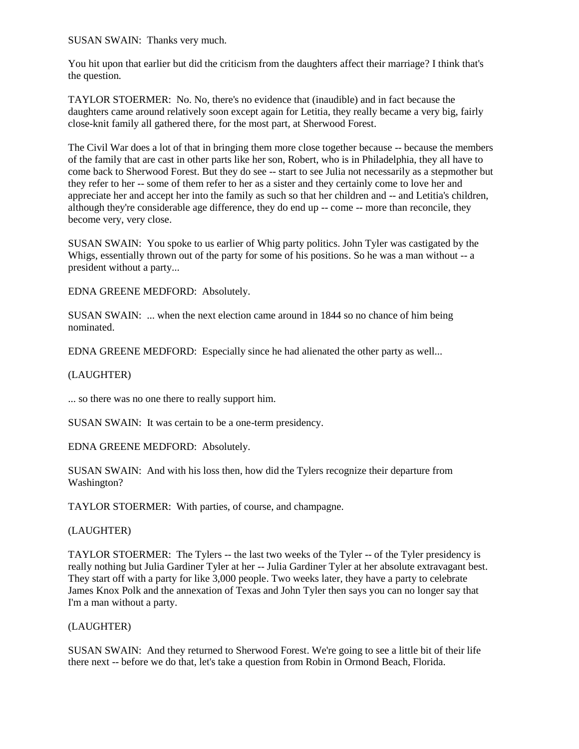SUSAN SWAIN: Thanks very much.

You hit upon that earlier but did the criticism from the daughters affect their marriage? I think that's the question.

TAYLOR STOERMER: No. No, there's no evidence that (inaudible) and in fact because the daughters came around relatively soon except again for Letitia, they really became a very big, fairly close-knit family all gathered there, for the most part, at Sherwood Forest.

The Civil War does a lot of that in bringing them more close together because -- because the members of the family that are cast in other parts like her son, Robert, who is in Philadelphia, they all have to come back to Sherwood Forest. But they do see -- start to see Julia not necessarily as a stepmother but they refer to her -- some of them refer to her as a sister and they certainly come to love her and appreciate her and accept her into the family as such so that her children and -- and Letitia's children, although they're considerable age difference, they do end up -- come -- more than reconcile, they become very, very close.

SUSAN SWAIN: You spoke to us earlier of Whig party politics. John Tyler was castigated by the Whigs, essentially thrown out of the party for some of his positions. So he was a man without -- a president without a party...

EDNA GREENE MEDFORD: Absolutely.

SUSAN SWAIN: ... when the next election came around in 1844 so no chance of him being nominated.

EDNA GREENE MEDFORD: Especially since he had alienated the other party as well...

(LAUGHTER)

... so there was no one there to really support him.

SUSAN SWAIN: It was certain to be a one-term presidency.

EDNA GREENE MEDFORD: Absolutely.

SUSAN SWAIN: And with his loss then, how did the Tylers recognize their departure from Washington?

TAYLOR STOERMER: With parties, of course, and champagne.

(LAUGHTER)

TAYLOR STOERMER: The Tylers -- the last two weeks of the Tyler -- of the Tyler presidency is really nothing but Julia Gardiner Tyler at her -- Julia Gardiner Tyler at her absolute extravagant best. They start off with a party for like 3,000 people. Two weeks later, they have a party to celebrate James Knox Polk and the annexation of Texas and John Tyler then says you can no longer say that I'm a man without a party.

(LAUGHTER)

SUSAN SWAIN: And they returned to Sherwood Forest. We're going to see a little bit of their life there next -- before we do that, let's take a question from Robin in Ormond Beach, Florida.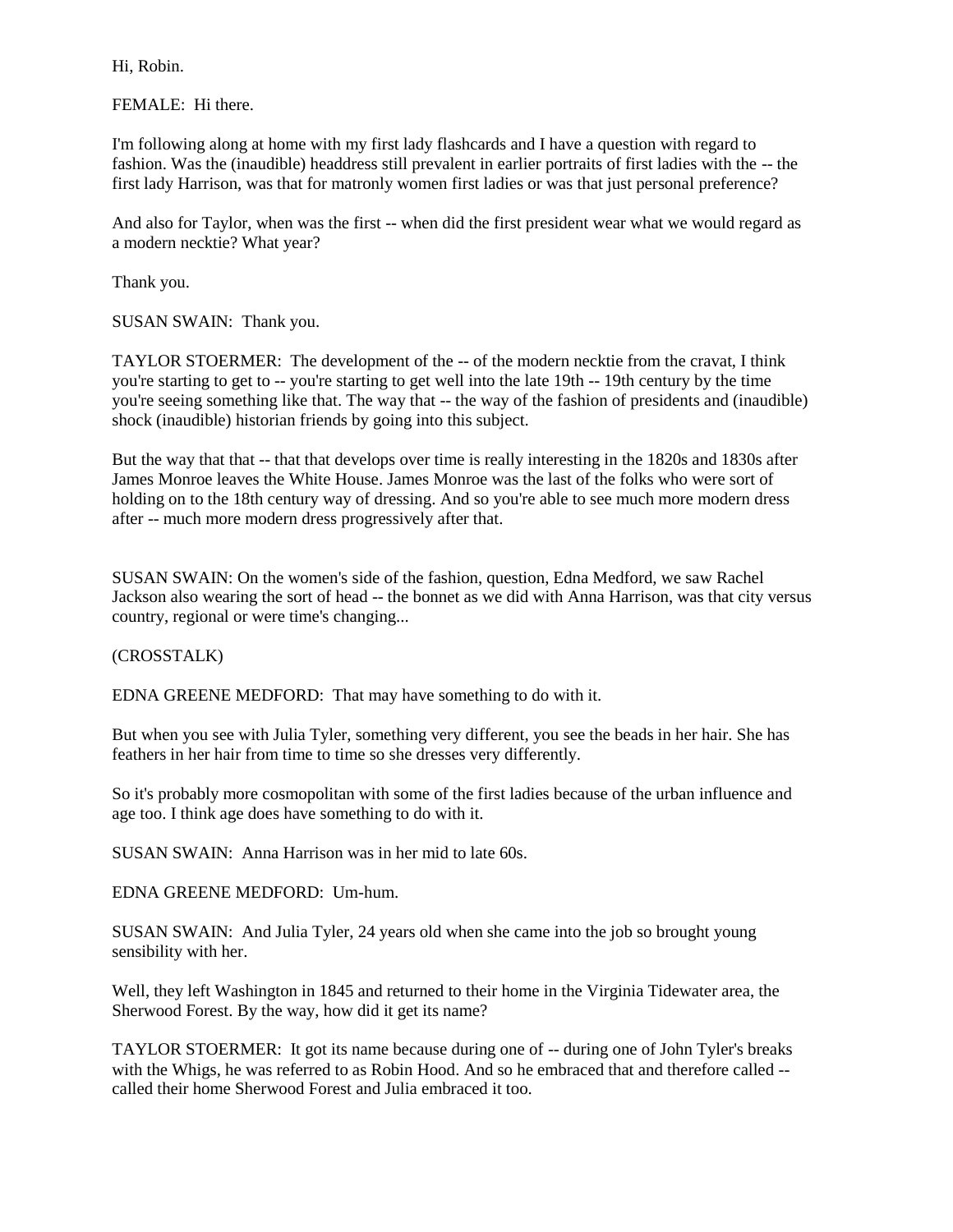Hi, Robin.

FEMALE: Hi there.

I'm following along at home with my first lady flashcards and I have a question with regard to fashion. Was the (inaudible) headdress still prevalent in earlier portraits of first ladies with the -- the first lady Harrison, was that for matronly women first ladies or was that just personal preference?

And also for Taylor, when was the first -- when did the first president wear what we would regard as a modern necktie? What year?

Thank you.

SUSAN SWAIN: Thank you.

TAYLOR STOERMER: The development of the -- of the modern necktie from the cravat, I think you're starting to get to -- you're starting to get well into the late 19th -- 19th century by the time you're seeing something like that. The way that -- the way of the fashion of presidents and (inaudible) shock (inaudible) historian friends by going into this subject.

But the way that that -- that that develops over time is really interesting in the 1820s and 1830s after James Monroe leaves the White House. James Monroe was the last of the folks who were sort of holding on to the 18th century way of dressing. And so you're able to see much more modern dress after -- much more modern dress progressively after that.

SUSAN SWAIN: On the women's side of the fashion, question, Edna Medford, we saw Rachel Jackson also wearing the sort of head -- the bonnet as we did with Anna Harrison, was that city versus country, regional or were time's changing...

(CROSSTALK)

EDNA GREENE MEDFORD: That may have something to do with it.

But when you see with Julia Tyler, something very different, you see the beads in her hair. She has feathers in her hair from time to time so she dresses very differently.

So it's probably more cosmopolitan with some of the first ladies because of the urban influence and age too. I think age does have something to do with it.

SUSAN SWAIN: Anna Harrison was in her mid to late 60s.

EDNA GREENE MEDFORD: Um-hum.

SUSAN SWAIN: And Julia Tyler, 24 years old when she came into the job so brought young sensibility with her.

Well, they left Washington in 1845 and returned to their home in the Virginia Tidewater area, the Sherwood Forest. By the way, how did it get its name?

TAYLOR STOERMER: It got its name because during one of -- during one of John Tyler's breaks with the Whigs, he was referred to as Robin Hood. And so he embraced that and therefore called -- called their home Sherwood Forest and Julia embraced it too.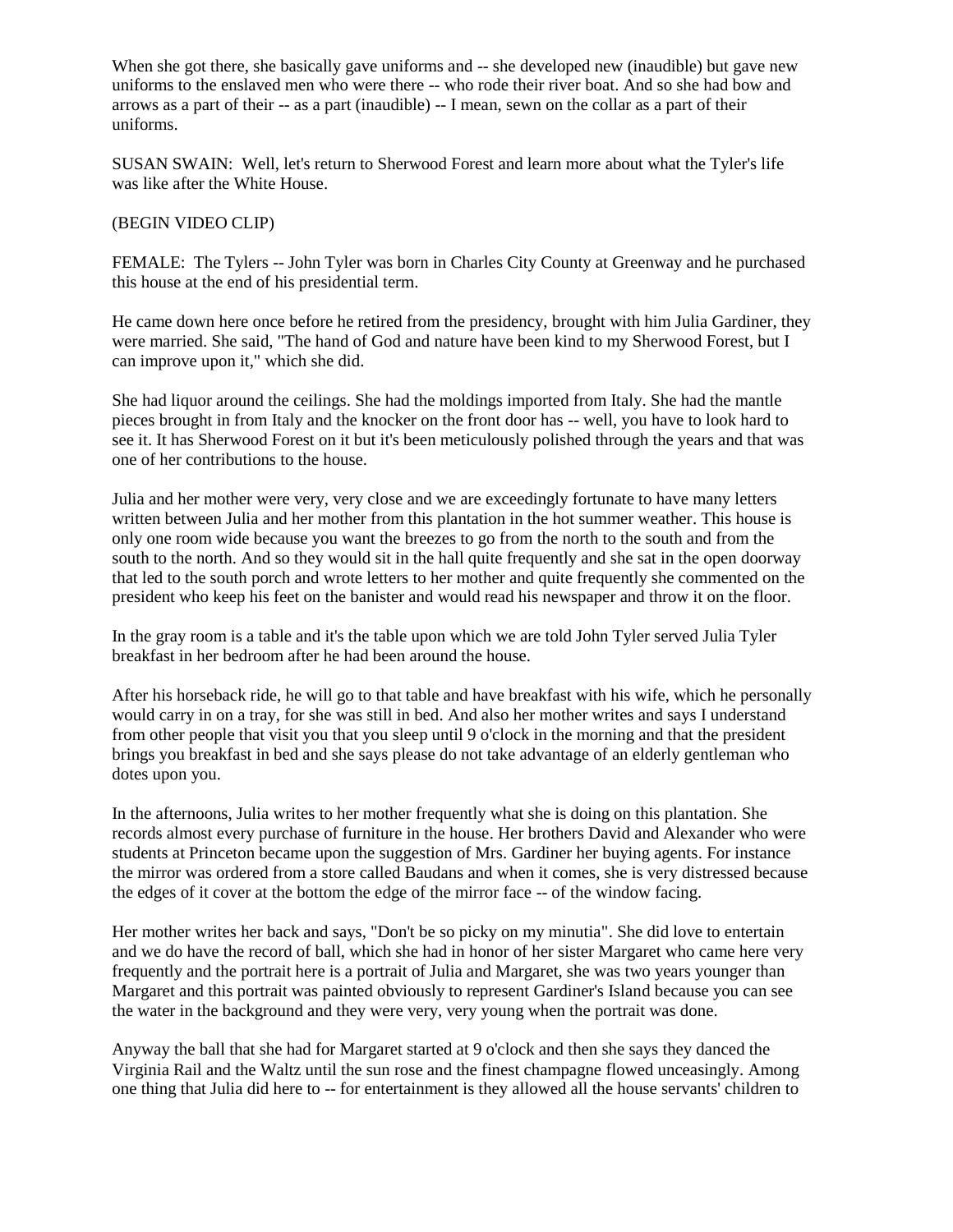When she got there, she basically gave uniforms and -- she developed new (inaudible) but gave new uniforms to the enslaved men who were there -- who rode their river boat. And so she had bow and arrows as a part of their -- as a part (inaudible) -- I mean, sewn on the collar as a part of their uniforms.

SUSAN SWAIN: Well, let's return to Sherwood Forest and learn more about what the Tyler's life was like after the White House.

(BEGIN VIDEO CLIP)

FEMALE: The Tylers -- John Tyler was born in Charles City County at Greenway and he purchased this house at the end of his presidential term.

He came down here once before he retired from the presidency, brought with him Julia Gardiner, they were married. She said, "The hand of God and nature have been kind to my Sherwood Forest, but I can improve upon it," which she did.

She had liquor around the ceilings. She had the moldings imported from Italy. She had the mantle pieces brought in from Italy and the knocker on the front door has -- well, you have to look hard to see it. It has Sherwood Forest on it but it's been meticulously polished through the years and that was one of her contributions to the house.

Julia and her mother were very, very close and we are exceedingly fortunate to have many letters written between Julia and her mother from this plantation in the hot summer weather. This house is only one room wide because you want the breezes to go from the north to the south and from the south to the north. And so they would sit in the hall quite frequently and she sat in the open doorway that led to the south porch and wrote letters to her mother and quite frequently she commented on the president who keep his feet on the banister and would read his newspaper and throw it on the floor.

In the gray room is a table and it's the table upon which we are told John Tyler served Julia Tyler breakfast in her bedroom after he had been around the house.

After his horseback ride, he will go to that table and have breakfast with his wife, which he personally would carry in on a tray, for she was still in bed. And also her mother writes and says I understand from other people that visit you that you sleep until 9 o'clock in the morning and that the president brings you breakfast in bed and she says please do not take advantage of an elderly gentleman who dotes upon you.

In the afternoons, Julia writes to her mother frequently what she is doing on this plantation. She records almost every purchase of furniture in the house. Her brothers David and Alexander who were students at Princeton became upon the suggestion of Mrs. Gardiner her buying agents. For instance the mirror was ordered from a store called Baudans and when it comes, she is very distressed because the edges of it cover at the bottom the edge of the mirror face -- of the window facing.

Her mother writes her back and says, "Don't be so picky on my minutia". She did love to entertain and we do have the record of ball, which she had in honor of her sister Margaret who came here very frequently and the portrait here is a portrait of Julia and Margaret, she was two years younger than Margaret and this portrait was painted obviously to represent Gardiner's Island because you can see the water in the background and they were very, very young when the portrait was done.

Anyway the ball that she had for Margaret started at 9 o'clock and then she says they danced the Virginia Rail and the Waltz until the sun rose and the finest champagne flowed unceasingly. Among one thing that Julia did here to -- for entertainment is they allowed all the house servants' children to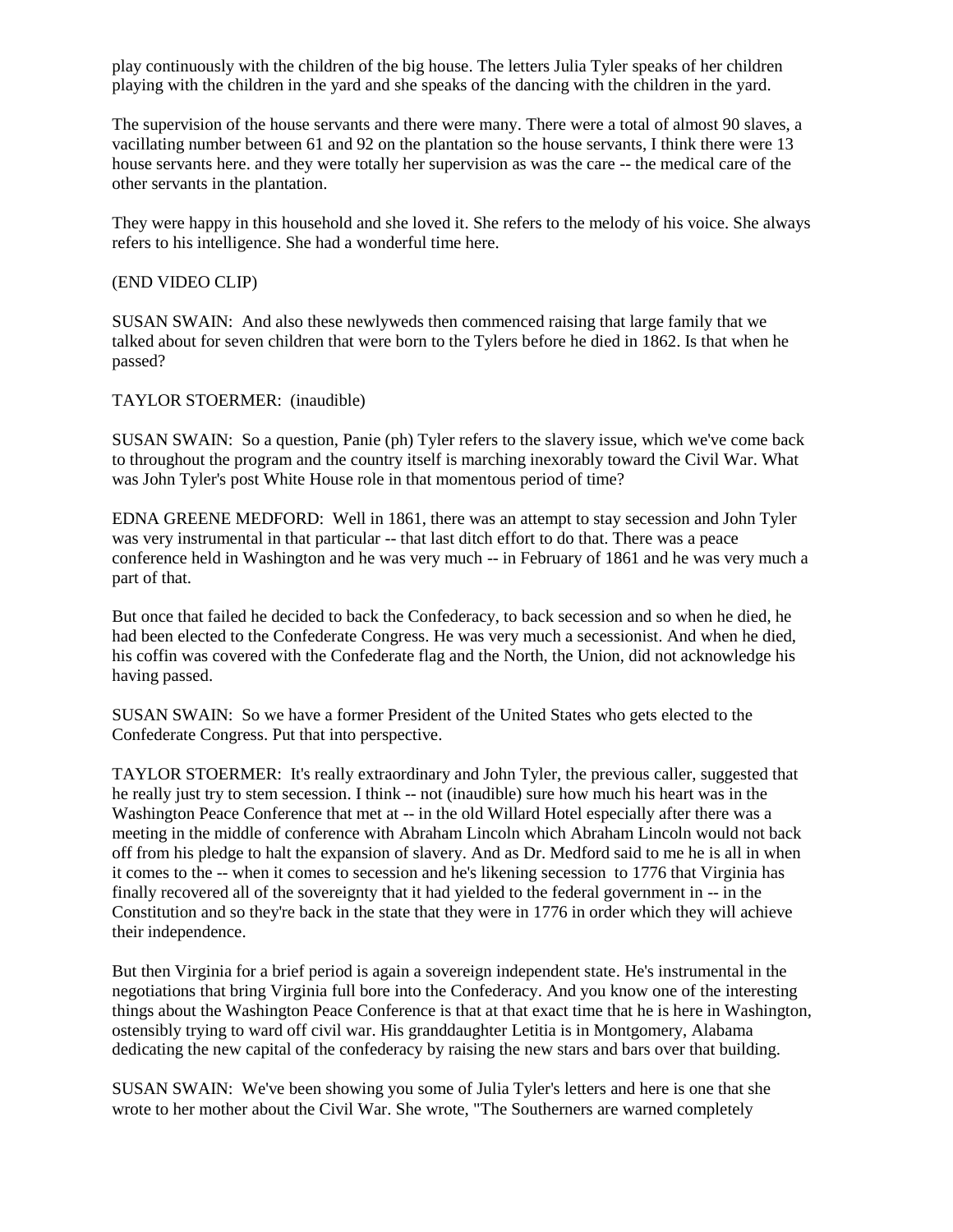play continuously with the children of the big house. The letters Julia Tyler speaks of her children playing with the children in the yard and she speaks of the dancing with the children in the yard.

The supervision of the house servants and there were many. There were a total of almost 90 slaves, a vacillating number between 61 and 92 on the plantation so the house servants, I think there were 13 house servants here. and they were totally her supervision as was the care -- the medical care of the other servants in the plantation.

They were happy in this household and she loved it. She refers to the melody of his voice. She always refers to his intelligence. She had a wonderful time here.

(END VIDEO CLIP)

SUSAN SWAIN: And also these newlyweds then commenced raising that large family that we talked about for seven children that were born to the Tylers before he died in 1862. Is that when he passed?

TAYLOR STOERMER: (inaudible)

SUSAN SWAIN: So a question, Panie (ph) Tyler refers to the slavery issue, which we've come back to throughout the program and the country itself is marching inexorably toward the Civil War. What was John Tyler's post White House role in that momentous period of time?

EDNA GREENE MEDFORD: Well in 1861, there was an attempt to stay secession and John Tyler was very instrumental in that particular -- that last ditch effort to do that. There was a peace conference held in Washington and he was very much -- in February of 1861 and he was very much a part of that.

But once that failed he decided to back the Confederacy, to back secession and so when he died, he had been elected to the Confederate Congress. He was very much a secessionist. And when he died, his coffin was covered with the Confederate flag and the North, the Union, did not acknowledge his having passed.

SUSAN SWAIN: So we have a former President of the United States who gets elected to the Confederate Congress. Put that into perspective.

TAYLOR STOERMER: It's really extraordinary and John Tyler, the previous caller, suggested that he really just try to stem secession. I think -- not (inaudible) sure how much his heart was in the Washington Peace Conference that met at -- in the old Willard Hotel especially after there was a meeting in the middle of conference with Abraham Lincoln which Abraham Lincoln would not back off from his pledge to halt the expansion of slavery. And as Dr. Medford said to me he is all in when it comes to the -- when it comes to secession and he's likening secession to 1776 that Virginia has finally recovered all of the sovereignty that it had yielded to the federal government in -- in the Constitution and so they're back in the state that they were in 1776 in order which they will achieve their independence.

But then Virginia for a brief period is again a sovereign independent state. He's instrumental in the negotiations that bring Virginia full bore into the Confederacy. And you know one of the interesting things about the Washington Peace Conference is that at that exact time that he is here in Washington, ostensibly trying to ward off civil war. His granddaughter Letitia is in Montgomery, Alabama dedicating the new capital of the confederacy by raising the new stars and bars over that building.

SUSAN SWAIN: We've been showing you some of Julia Tyler's letters and here is one that she wrote to her mother about the Civil War. She wrote, "The Southerners are warned completely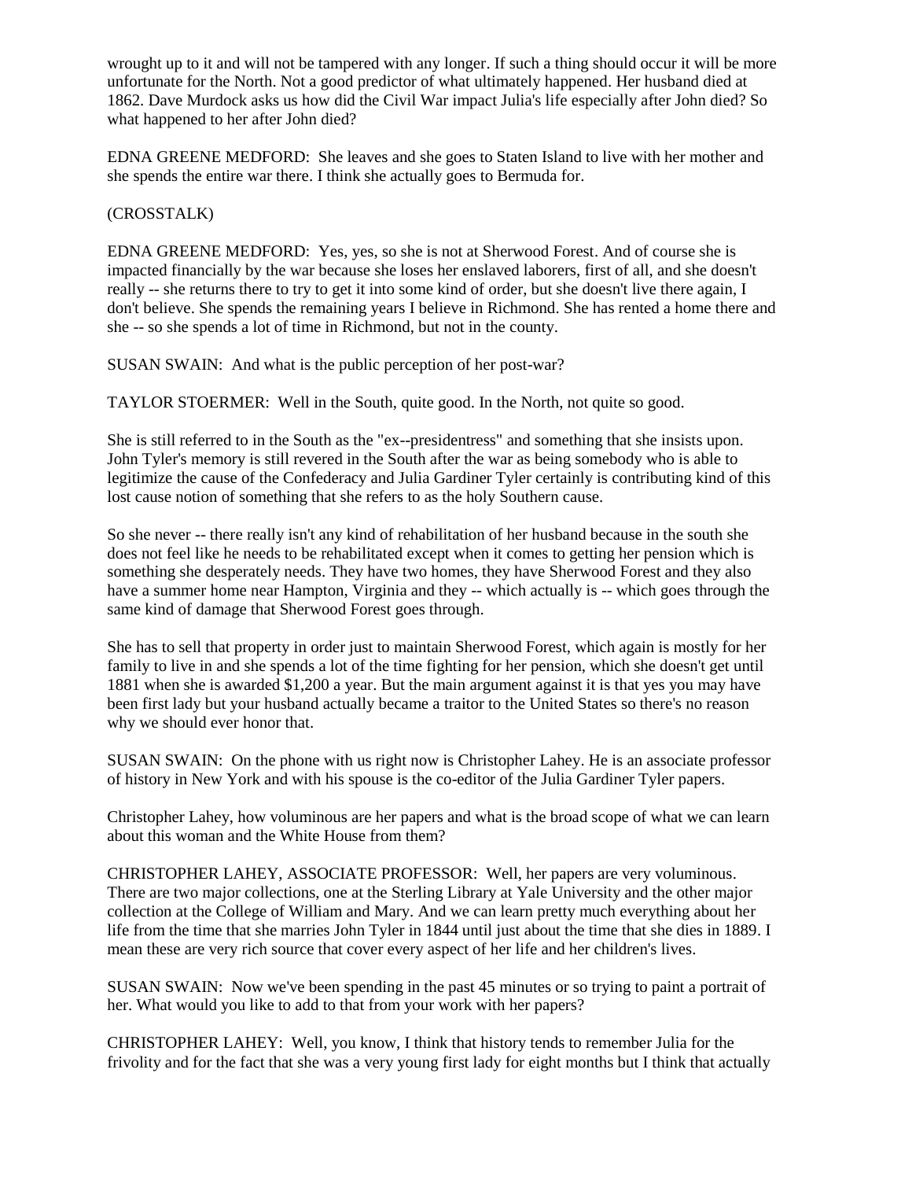wrought up to it and will not be tampered with any longer. If such a thing should occur it will be more unfortunate for the North. Not a good predictor of what ultimately happened. Her husband died at 1862. Dave Murdock asks us how did the Civil War impact Julia's life especially after John died? So what happened to her after John died?

EDNA GREENE MEDFORD: She leaves and she goes to Staten Island to live with her mother and she spends the entire war there. I think she actually goes to Bermuda for.

(CROSSTALK)

EDNA GREENE MEDFORD: Yes, yes, so she is not at Sherwood Forest. And of course she is impacted financially by the war because she loses her enslaved laborers, first of all, and she doesn't really -- she returns there to try to get it into some kind of order, but she doesn't live there again, I don't believe. She spends the remaining years I believe in Richmond. She has rented a home there and she -- so she spends a lot of time in Richmond, but not in the county.

SUSAN SWAIN: And what is the public perception of her post-war?

TAYLOR STOERMER: Well in the South, quite good. In the North, not quite so good.

She is still referred to in the South as the "ex--presidentress" and something that she insists upon. John Tyler's memory is still revered in the South after the war as being somebody who is able to legitimize the cause of the Confederacy and Julia Gardiner Tyler certainly is contributing kind of this lost cause notion of something that she refers to as the holy Southern cause.

So she never -- there really isn't any kind of rehabilitation of her husband because in the south she does not feel like he needs to be rehabilitated except when it comes to getting her pension which is something she desperately needs. They have two homes, they have Sherwood Forest and they also have a summer home near Hampton, Virginia and they -- which actually is -- which goes through the same kind of damage that Sherwood Forest goes through.

She has to sell that property in order just to maintain Sherwood Forest, which again is mostly for her family to live in and she spends a lot of the time fighting for her pension, which she doesn't get until 1881 when she is awarded $1,200 a year. But the main argument against it is that yes you may have been first lady but your husband actually became a traitor to the United States so there's no reason why we should ever honor that.

SUSAN SWAIN: On the phone with us right now is Christopher Lahey. He is an associate professor of history in New York and with his spouse is the co-editor of the Julia Gardiner Tyler papers.

Christopher Lahey, how voluminous are her papers and what is the broad scope of what we can learn about this woman and the White House from them?

CHRISTOPHER LAHEY, ASSOCIATE PROFESSOR: Well, her papers are very voluminous. There are two major collections, one at the Sterling Library at Yale University and the other major collection at the College of William and Mary. And we can learn pretty much everything about her life from the time that she marries John Tyler in 1844 until just about the time that she dies in 1889. I mean these are very rich source that cover every aspect of her life and her children's lives.

SUSAN SWAIN: Now we've been spending in the past 45 minutes or so trying to paint a portrait of her. What would you like to add to that from your work with her papers?

CHRISTOPHER LAHEY: Well, you know, I think that history tends to remember Julia for the frivolity and for the fact that she was a very young first lady for eight months but I think that actually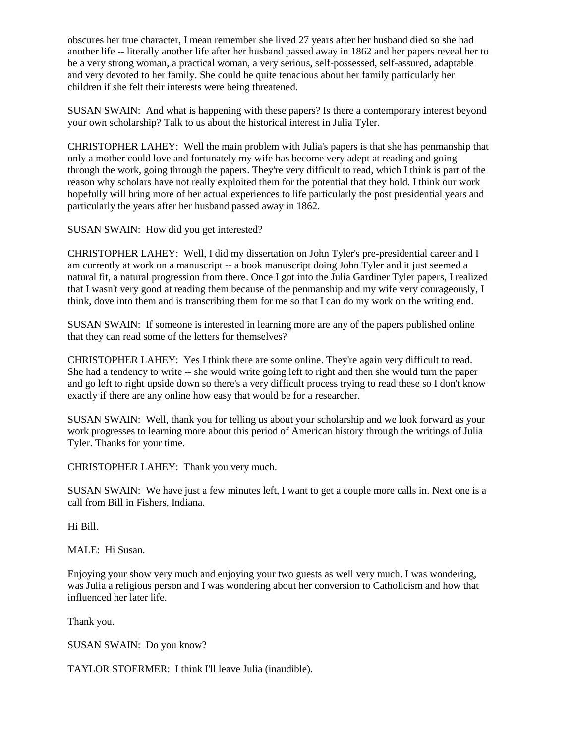obscures her true character, I mean remember she lived 27 years after her husband died so she had another life -- literally another life after her husband passed away in 1862 and her papers reveal her to be a very strong woman, a practical woman, a very serious, self-possessed, self-assured, adaptable and very devoted to her family. She could be quite tenacious about her family particularly her children if she felt their interests were being threatened.

SUSAN SWAIN: And what is happening with these papers? Is there a contemporary interest beyond your own scholarship? Talk to us about the historical interest in Julia Tyler.

CHRISTOPHER LAHEY: Well the main problem with Julia's papers is that she has penmanship that only a mother could love and fortunately my wife has become very adept at reading and going through the work, going through the papers. They're very difficult to read, which I think is part of the reason why scholars have not really exploited them for the potential that they hold. I think our work hopefully will bring more of her actual experiences to life particularly the post presidential years and particularly the years after her husband passed away in 1862.

SUSAN SWAIN: How did you get interested?

CHRISTOPHER LAHEY: Well, I did my dissertation on John Tyler's pre-presidential career and I am currently at work on a manuscript -- a book manuscript doing John Tyler and it just seemed a natural fit, a natural progression from there. Once I got into the Julia Gardiner Tyler papers, I realized that I wasn't very good at reading them because of the penmanship and my wife very courageously, I think, dove into them and is transcribing them for me so that I can do my work on the writing end.

SUSAN SWAIN: If someone is interested in learning more are any of the papers published online that they can read some of the letters for themselves?

CHRISTOPHER LAHEY: Yes I think there are some online. They're again very difficult to read. She had a tendency to write -- she would write going left to right and then she would turn the paper and go left to right upside down so there's a very difficult process trying to read these so I don't know exactly if there are any online how easy that would be for a researcher.

SUSAN SWAIN: Well, thank you for telling us about your scholarship and we look forward as your work progresses to learning more about this period of American history through the writings of Julia Tyler. Thanks for your time.

CHRISTOPHER LAHEY: Thank you very much.

SUSAN SWAIN: We have just a few minutes left, I want to get a couple more calls in. Next one is a call from Bill in Fishers, Indiana.

Hi Bill.

MALE: Hi Susan.

Enjoying your show very much and enjoying your two guests as well very much. I was wondering, was Julia a religious person and I was wondering about her conversion to Catholicism and how that influenced her later life.

Thank you.

SUSAN SWAIN: Do you know?

TAYLOR STOERMER: I think I'll leave Julia (inaudible).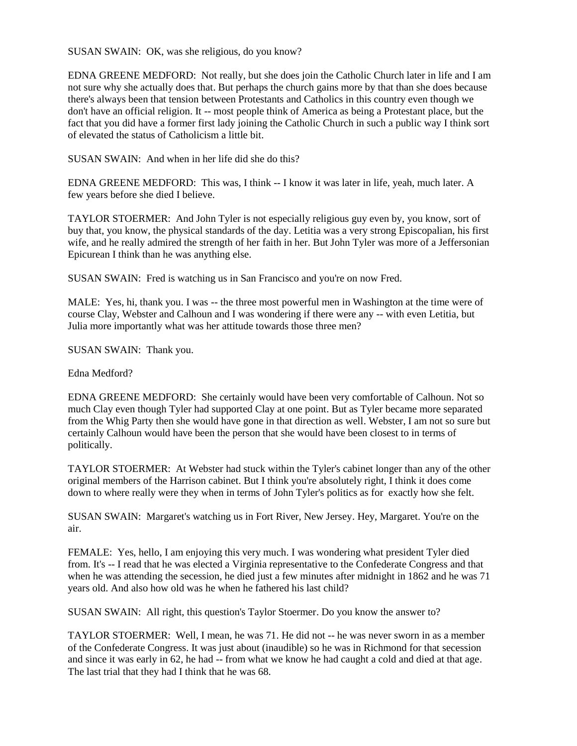SUSAN SWAIN: OK, was she religious, do you know?

EDNA GREENE MEDFORD: Not really, but she does join the Catholic Church later in life and I am not sure why she actually does that. But perhaps the church gains more by that than she does because there's always been that tension between Protestants and Catholics in this country even though we don't have an official religion. It -- most people think of America as being a Protestant place, but the fact that you did have a former first lady joining the Catholic Church in such a public way I think sort of elevated the status of Catholicism a little bit.

SUSAN SWAIN: And when in her life did she do this?

EDNA GREENE MEDFORD: This was, I think -- I know it was later in life, yeah, much later. A few years before she died I believe.

TAYLOR STOERMER: And John Tyler is not especially religious guy even by, you know, sort of buy that, you know, the physical standards of the day. Letitia was a very strong Episcopalian, his first wife, and he really admired the strength of her faith in her. But John Tyler was more of a Jeffersonian Epicurean I think than he was anything else.

SUSAN SWAIN: Fred is watching us in San Francisco and you're on now Fred.

MALE: Yes, hi, thank you. I was -- the three most powerful men in Washington at the time were of course Clay, Webster and Calhoun and I was wondering if there were any -- with even Letitia, but Julia more importantly what was her attitude towards those three men?

SUSAN SWAIN: Thank you.

Edna Medford?

EDNA GREENE MEDFORD: She certainly would have been very comfortable of Calhoun. Not so much Clay even though Tyler had supported Clay at one point. But as Tyler became more separated from the Whig Party then she would have gone in that direction as well. Webster, I am not so sure but certainly Calhoun would have been the person that she would have been closest to in terms of politically.

TAYLOR STOERMER: At Webster had stuck within the Tyler's cabinet longer than any of the other original members of the Harrison cabinet. But I think you're absolutely right, I think it does come down to where really were they when in terms of John Tyler's politics as for exactly how she felt.

SUSAN SWAIN: Margaret's watching us in Fort River, New Jersey. Hey, Margaret. You're on the air.

FEMALE: Yes, hello, I am enjoying this very much. I was wondering what president Tyler died from. It's -- I read that he was elected a Virginia representative to the Confederate Congress and that when he was attending the secession, he died just a few minutes after midnight in 1862 and he was 71 years old. And also how old was he when he fathered his last child?

SUSAN SWAIN: All right, this question's Taylor Stoermer. Do you know the answer to?

TAYLOR STOERMER: Well, I mean, he was 71. He did not -- he was never sworn in as a member of the Confederate Congress. It was just about (inaudible) so he was in Richmond for that secession and since it was early in 62, he had -- from what we know he had caught a cold and died at that age. The last trial that they had I think that he was 68.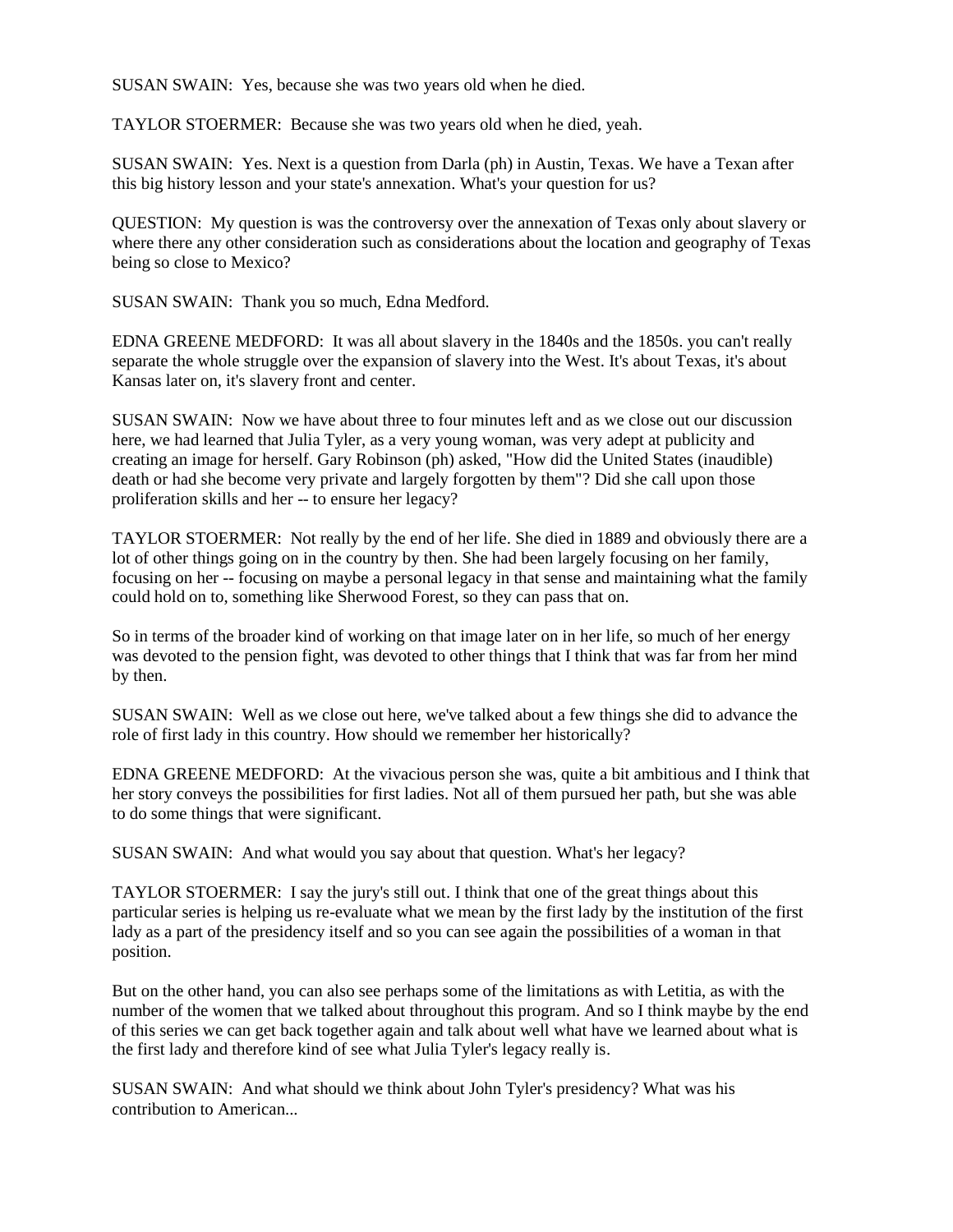SUSAN SWAIN: Yes, because she was two years old when he died.

TAYLOR STOERMER: Because she was two years old when he died, yeah.

SUSAN SWAIN: Yes. Next is a question from Darla (ph) in Austin, Texas. We have a Texan after this big history lesson and your state's annexation. What's your question for us?

QUESTION: My question is was the controversy over the annexation of Texas only about slavery or where there any other consideration such as considerations about the location and geography of Texas being so close to Mexico?

SUSAN SWAIN: Thank you so much, Edna Medford.

EDNA GREENE MEDFORD: It was all about slavery in the 1840s and the 1850s. you can't really separate the whole struggle over the expansion of slavery into the West. It's about Texas, it's about Kansas later on, it's slavery front and center.

SUSAN SWAIN: Now we have about three to four minutes left and as we close out our discussion here, we had learned that Julia Tyler, as a very young woman, was very adept at publicity and creating an image for herself. Gary Robinson (ph) asked, "How did the United States (inaudible) death or had she become very private and largely forgotten by them"? Did she call upon those proliferation skills and her -- to ensure her legacy?

TAYLOR STOERMER: Not really by the end of her life. She died in 1889 and obviously there are a lot of other things going on in the country by then. She had been largely focusing on her family, focusing on her -- focusing on maybe a personal legacy in that sense and maintaining what the family could hold on to, something like Sherwood Forest, so they can pass that on.

So in terms of the broader kind of working on that image later on in her life, so much of her energy was devoted to the pension fight, was devoted to other things that I think that was far from her mind by then.

SUSAN SWAIN: Well as we close out here, we've talked about a few things she did to advance the role of first lady in this country. How should we remember her historically?

EDNA GREENE MEDFORD: At the vivacious person she was, quite a bit ambitious and I think that her story conveys the possibilities for first ladies. Not all of them pursued her path, but she was able to do some things that were significant.

SUSAN SWAIN: And what would you say about that question. What's her legacy?

TAYLOR STOERMER: I say the jury's still out. I think that one of the great things about this particular series is helping us re-evaluate what we mean by the first lady by the institution of the first lady as a part of the presidency itself and so you can see again the possibilities of a woman in that position.

But on the other hand, you can also see perhaps some of the limitations as with Letitia, as with the number of the women that we talked about throughout this program. And so I think maybe by the end of this series we can get back together again and talk about well what have we learned about what is the first lady and therefore kind of see what Julia Tyler's legacy really is.

SUSAN SWAIN: And what should we think about John Tyler's presidency? What was his contribution to American...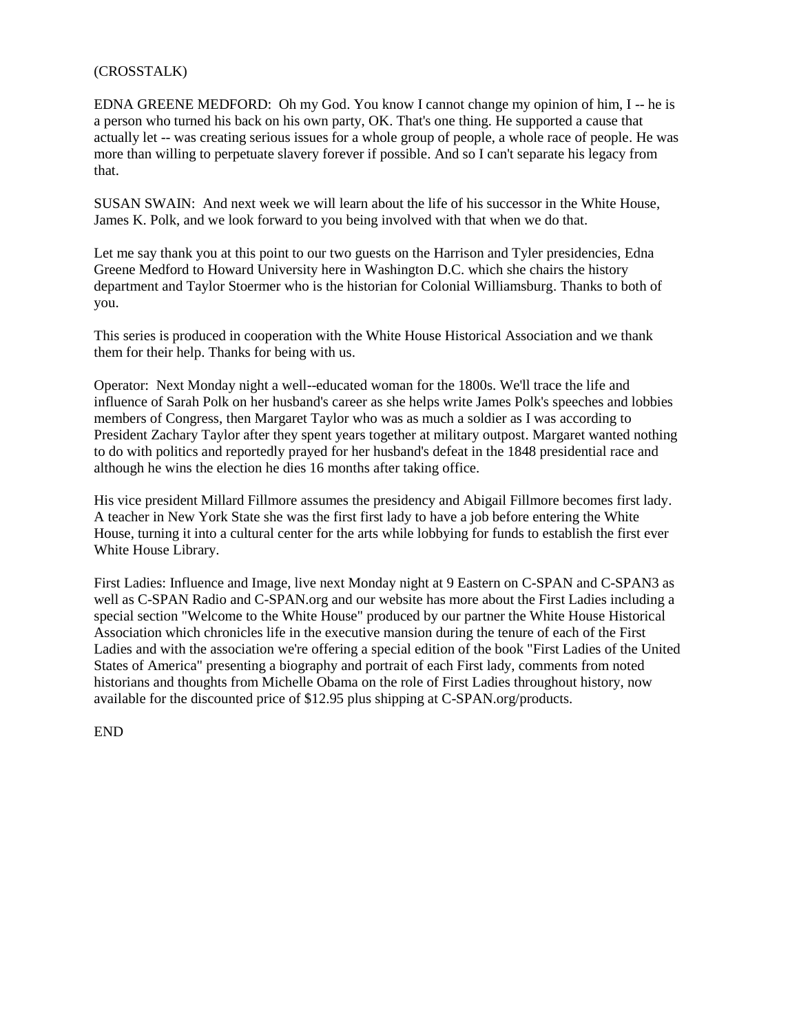(CROSSTALK)

EDNA GREENE MEDFORD: Oh my God. You know I cannot change my opinion of him, I -- he is a person who turned his back on his own party, OK. That's one thing. He supported a cause that actually let -- was creating serious issues for a whole group of people, a whole race of people. He was more than willing to perpetuate slavery forever if possible. And so I can't separate his legacy from that.

SUSAN SWAIN: And next week we will learn about the life of his successor in the White House, James K. Polk, and we look forward to you being involved with that when we do that.

Let me say thank you at this point to our two guests on the Harrison and Tyler presidencies, Edna Greene Medford to Howard University here in Washington D.C. which she chairs the history department and Taylor Stoermer who is the historian for Colonial Williamsburg. Thanks to both of you.

This series is produced in cooperation with the White House Historical Association and we thank them for their help. Thanks for being with us.

Operator: Next Monday night a well--educated woman for the 1800s. We'll trace the life and influence of Sarah Polk on her husband's career as she helps write James Polk's speeches and lobbies members of Congress, then Margaret Taylor who was as much a soldier as I was according to President Zachary Taylor after they spent years together at military outpost. Margaret wanted nothing to do with politics and reportedly prayed for her husband's defeat in the 1848 presidential race and although he wins the election he dies 16 months after taking office.

His vice president Millard Fillmore assumes the presidency and Abigail Fillmore becomes first lady. A teacher in New York State she was the first first lady to have a job before entering the White House, turning it into a cultural center for the arts while lobbying for funds to establish the first ever White House Library.

First Ladies: Influence and Image, live next Monday night at 9 Eastern on C-SPAN and C-SPAN3 as well as C-SPAN Radio and C-SPAN.org and our website has more about the First Ladies including a special section "Welcome to the White House" produced by our partner the White House Historical Association which chronicles life in the executive mansion during the tenure of each of the First Ladies and with the association we're offering a special edition of the book "First Ladies of the United States of America" presenting a biography and portrait of each First lady, comments from noted historians and thoughts from Michelle Obama on the role of First Ladies throughout history, now available for the discounted price of $12.95 plus shipping at C-SPAN.org/products.

END